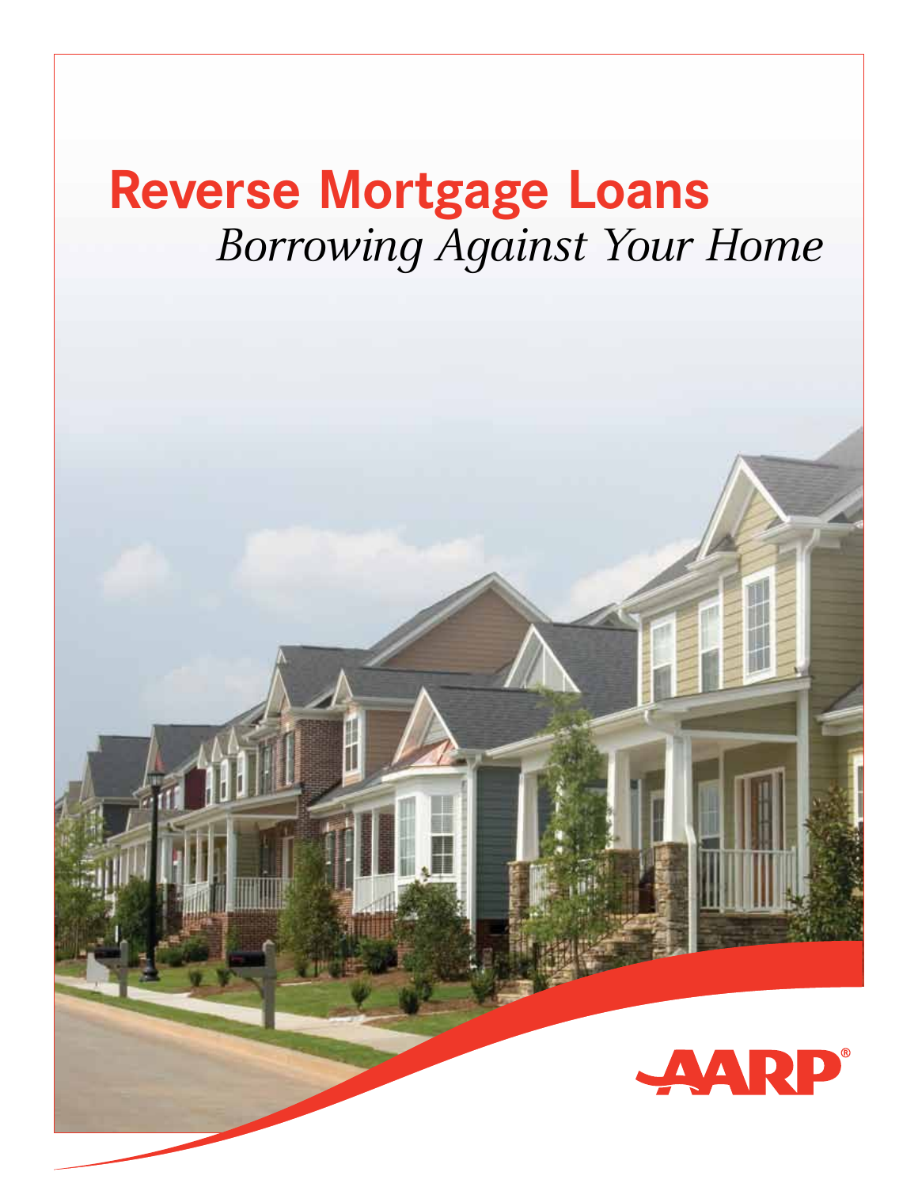# Reverse Mortgage Loans

*Borrowing Against Your Home*

AARP®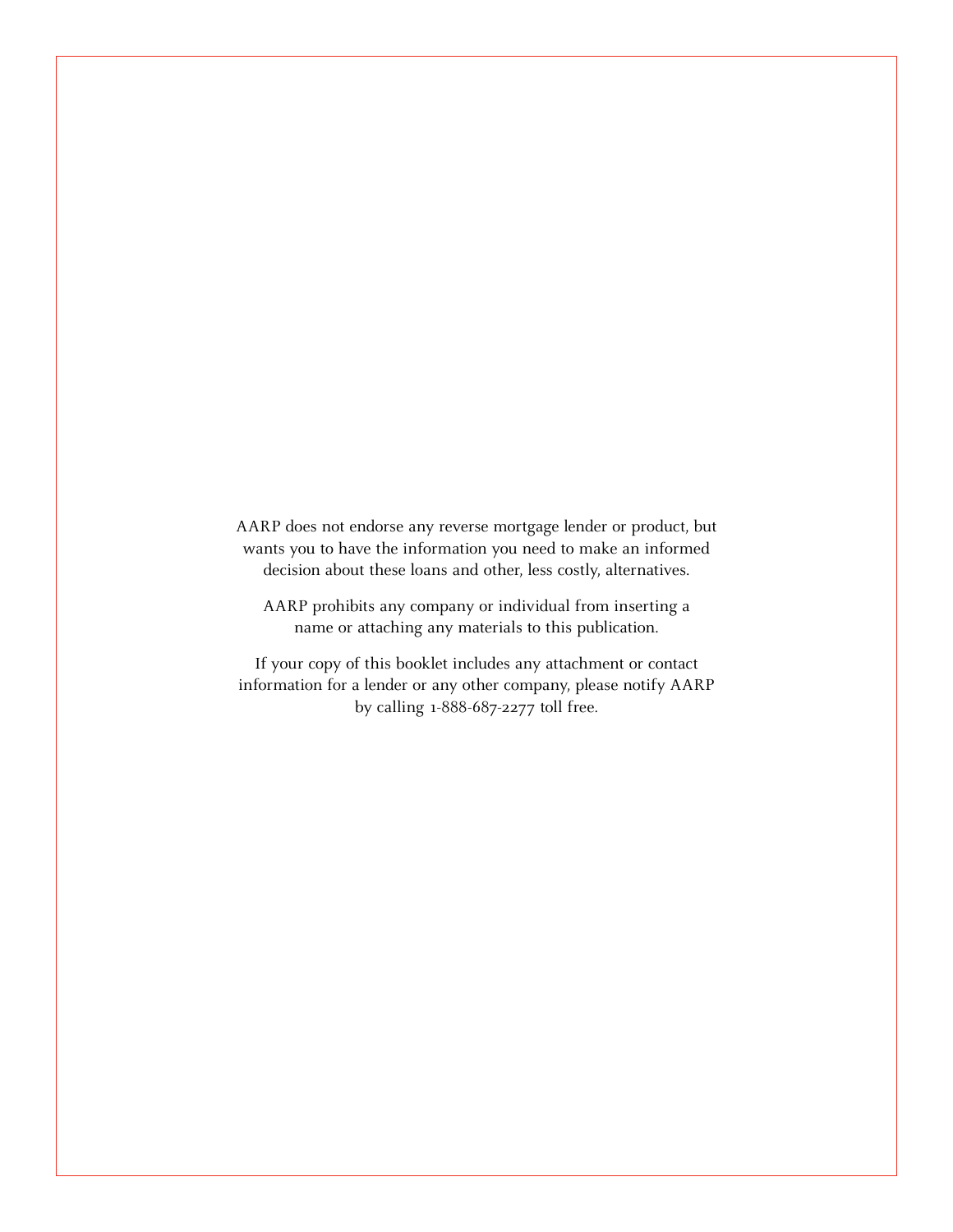AARP does not endorse any reverse mortgage lender or product, but wants you to have the information you need to make an informed decision about these loans and other, less costly, alternatives.

AARP prohibits any company or individual from inserting a name or attaching any materials to this publication.

If your copy of this booklet includes any attachment or contact information for a lender or any other company, please notify AARP by calling 1-888-687-2277 toll free.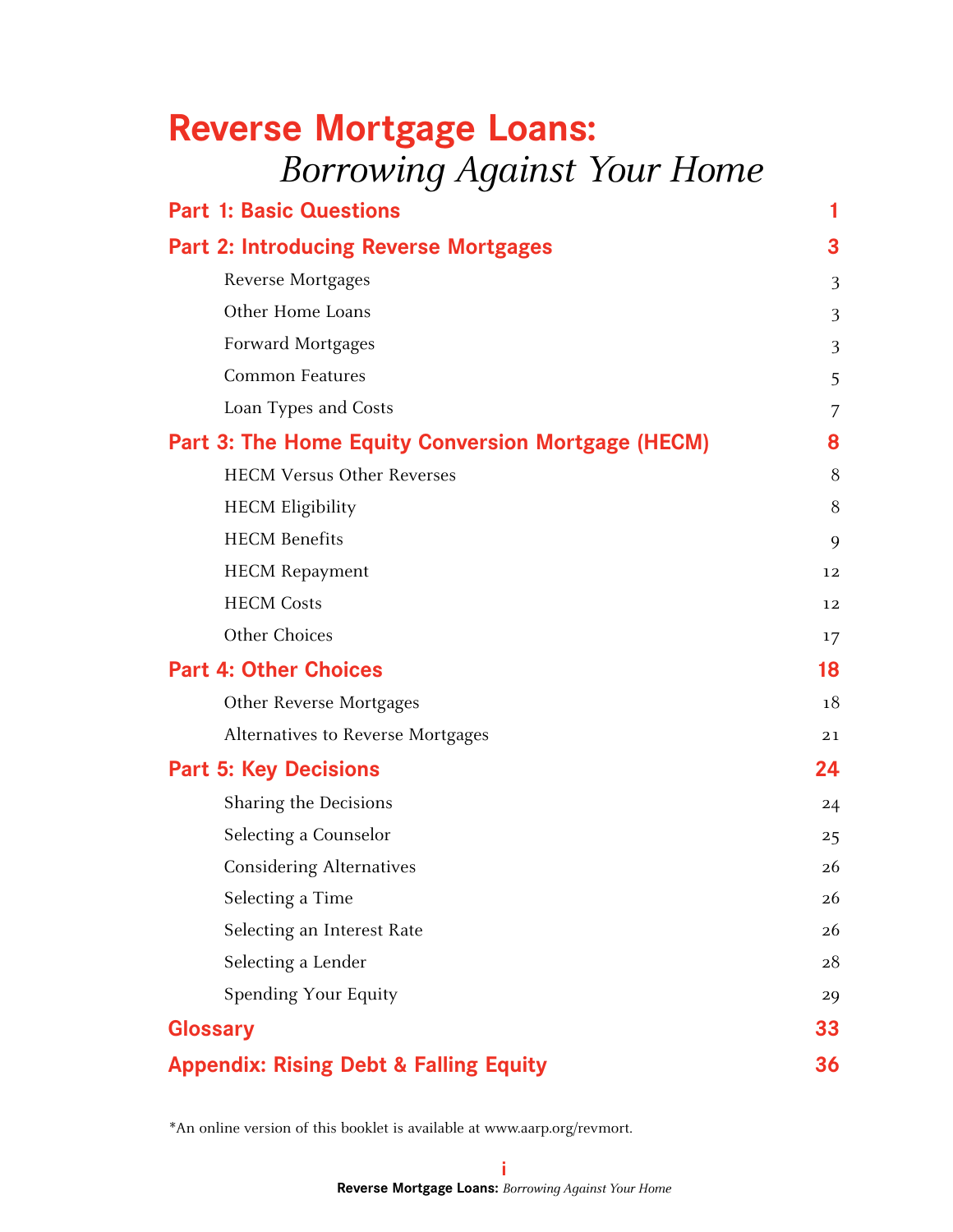# Reverse Mortgage Loans: *Borrowing Against Your Home*

| | |
|---|---|
| **Part 1: Basic Questions** | **1** |
| **Part 2: Introducing Reverse Mortgages** | **3** |
| Reverse Mortgages | 3 |
| Other Home Loans | 3 |
| Forward Mortgages | 3 |
| Common Features | 5 |
| Loan Types and Costs | 7 |
| **Part 3: The Home Equity Conversion Mortgage (HECM)** | **8** |
| HECM Versus Other Reverses | 8 |
| HECM Eligibility | 8 |
| HECM Benefits | 9 |
| HECM Repayment | 12 |
| HECM Costs | 12 |
| Other Choices | 17 |
| **Part 4: Other Choices** | **18** |
| Other Reverse Mortgages | 18 |
| Alternatives to Reverse Mortgages | 21 |
| **Part 5: Key Decisions** | **24** |
| Sharing the Decisions | 24 |
| Selecting a Counselor | 25 |
| Considering Alternatives | 26 |
| Selecting a Time | 26 |
| Selecting an Interest Rate | 26 |
| Selecting a Lender | 28 |
| Spending Your Equity | 29 |
| **Glossary** | **33** |
| **Appendix: Rising Debt & Falling Equity** | **36** |

*An online version of this booklet is available at www.aarp.org/revmort.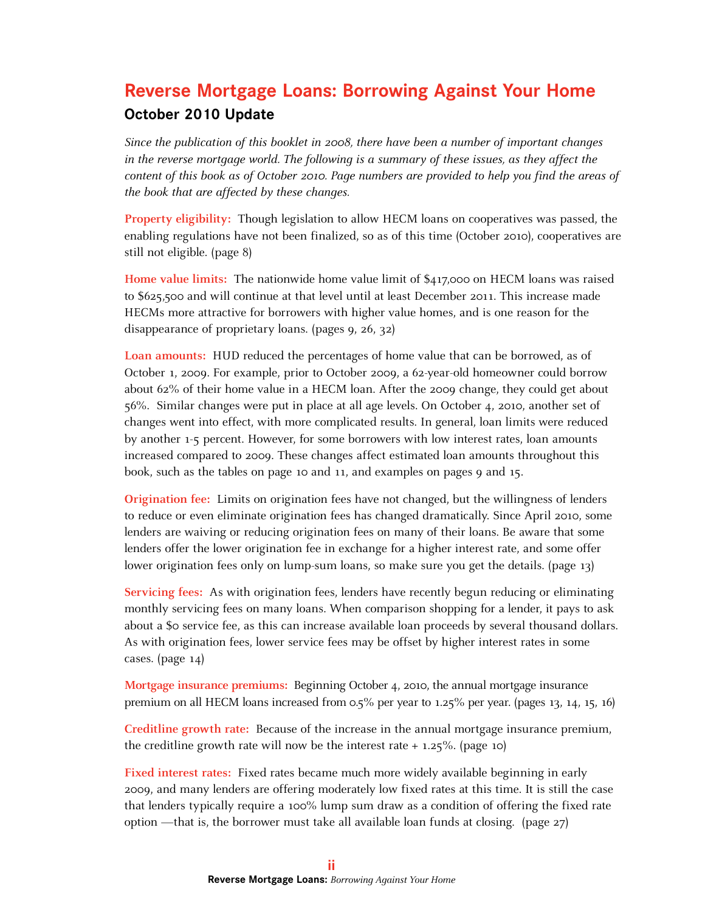# Reverse Mortgage Loans: Borrowing Against Your Home

## October 2010 Update

*Since the publication of this booklet in 2008, there have been a number of important changes in the reverse mortgage world. The following is a summary of these issues, as they affect the content of this book as of October 2010. Page numbers are provided to help you find the areas of the book that are affected by these changes.*

**Property eligibility:** Though legislation to allow HECM loans on cooperatives was passed, the enabling regulations have not been finalized, so as of this time (October 2010), cooperatives are still not eligible. (page 8)

**Home value limits:** The nationwide home value limit of $417,000 on HECM loans was raised to $625,500 and will continue at that level until at least December 2011. This increase made HECMs more attractive for borrowers with higher value homes, and is one reason for the disappearance of proprietary loans. (pages 9, 26, 32)

**Loan amounts:** HUD reduced the percentages of home value that can be borrowed, as of October 1, 2009. For example, prior to October 2009, a 62-year-old homeowner could borrow about 62% of their home value in a HECM loan. After the 2009 change, they could get about 56%. Similar changes were put in place at all age levels. On October 4, 2010, another set of changes went into effect, with more complicated results. In general, loan limits were reduced by another 1-5 percent. However, for some borrowers with low interest rates, loan amounts increased compared to 2009. These changes affect estimated loan amounts throughout this book, such as the tables on page 10 and 11, and examples on pages 9 and 15.

**Origination fee:** Limits on origination fees have not changed, but the willingness of lenders to reduce or even eliminate origination fees has changed dramatically. Since April 2010, some lenders are waiving or reducing origination fees on many of their loans. Be aware that some lenders offer the lower origination fee in exchange for a higher interest rate, and some offer lower origination fees only on lump-sum loans, so make sure you get the details. (page 13)

**Servicing fees:** As with origination fees, lenders have recently begun reducing or eliminating monthly servicing fees on many loans. When comparison shopping for a lender, it pays to ask about a $0 service fee, as this can increase available loan proceeds by several thousand dollars. As with origination fees, lower service fees may be offset by higher interest rates in some cases. (page 14)

**Mortgage insurance premiums:** Beginning October 4, 2010, the annual mortgage insurance premium on all HECM loans increased from 0.5% per year to 1.25% per year. (pages 13, 14, 15, 16)

**Creditline growth rate:** Because of the increase in the annual mortgage insurance premium, the creditline growth rate will now be the interest rate + 1.25%. (page 10)

**Fixed interest rates:** Fixed rates became much more widely available beginning in early 2009, and many lenders are offering moderately low fixed rates at this time. It is still the case that lenders typically require a 100% lump sum draw as a condition of offering the fixed rate option —that is, the borrower must take all available loan funds at closing. (page 27)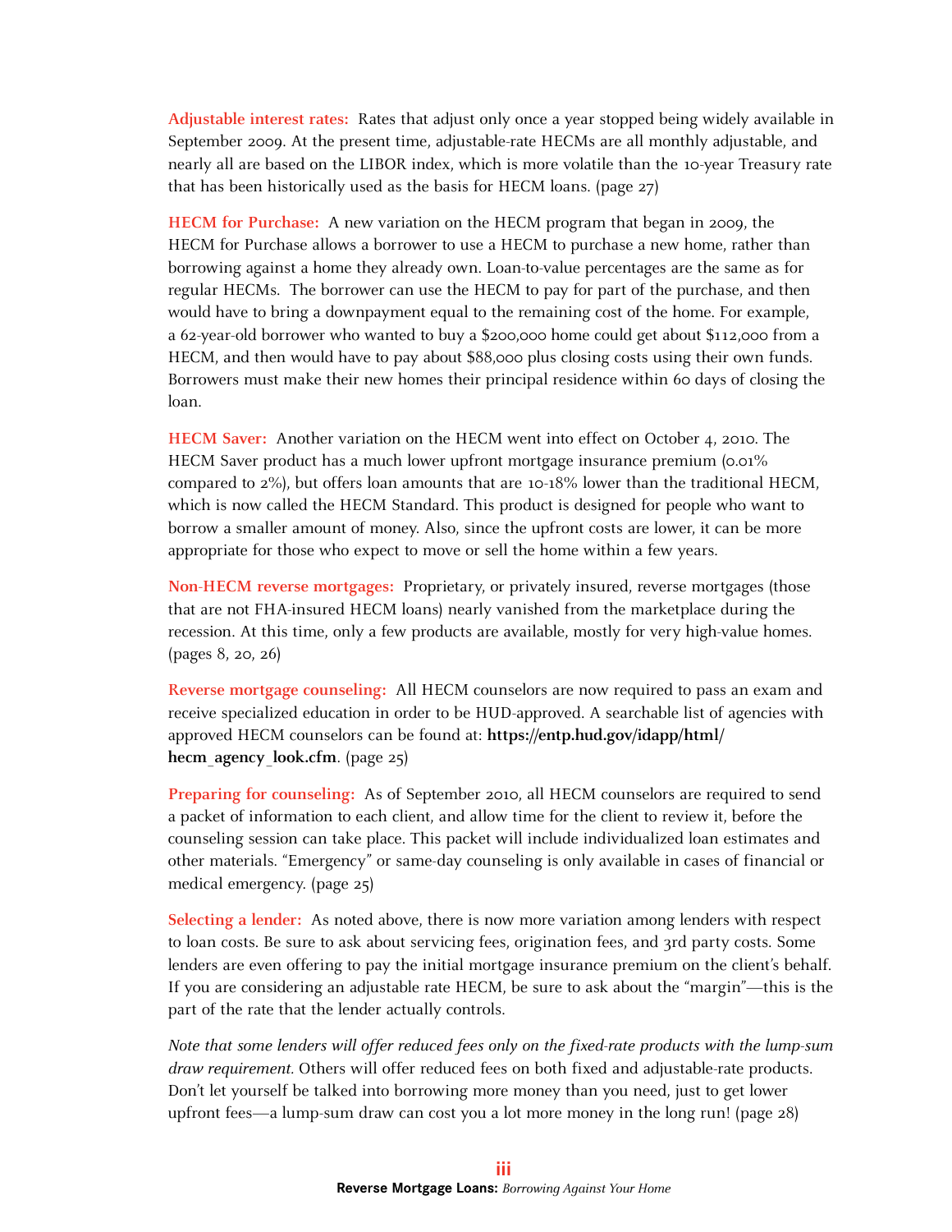**Adjustable interest rates:** Rates that adjust only once a year stopped being widely available in September 2009. At the present time, adjustable-rate HECMs are all monthly adjustable, and nearly all are based on the LIBOR index, which is more volatile than the 10-year Treasury rate that has been historically used as the basis for HECM loans. (page 27)

**HECM for Purchase:** A new variation on the HECM program that began in 2009, the HECM for Purchase allows a borrower to use a HECM to purchase a new home, rather than borrowing against a home they already own. Loan-to-value percentages are the same as for regular HECMs. The borrower can use the HECM to pay for part of the purchase, and then would have to bring a downpayment equal to the remaining cost of the home. For example, a 62-year-old borrower who wanted to buy a $200,000 home could get about $112,000 from a HECM, and then would have to pay about $88,000 plus closing costs using their own funds. Borrowers must make their new homes their principal residence within 60 days of closing the loan.

**HECM Saver:** Another variation on the HECM went into effect on October 4, 2010. The HECM Saver product has a much lower upfront mortgage insurance premium (0.01% compared to 2%), but offers loan amounts that are 10-18% lower than the traditional HECM, which is now called the HECM Standard. This product is designed for people who want to borrow a smaller amount of money. Also, since the upfront costs are lower, it can be more appropriate for those who expect to move or sell the home within a few years.

**Non-HECM reverse mortgages:** Proprietary, or privately insured, reverse mortgages (those that are not FHA-insured HECM loans) nearly vanished from the marketplace during the recession. At this time, only a few products are available, mostly for very high-value homes. (pages 8, 20, 26)

**Reverse mortgage counseling:** All HECM counselors are now required to pass an exam and receive specialized education in order to be HUD-approved. A searchable list of agencies with approved HECM counselors can be found at: **https://entp.hud.gov/idapp/html/hecm_agency_look.cfm**. (page 25)

**Preparing for counseling:** As of September 2010, all HECM counselors are required to send a packet of information to each client, and allow time for the client to review it, before the counseling session can take place. This packet will include individualized loan estimates and other materials. "Emergency" or same-day counseling is only available in cases of financial or medical emergency. (page 25)

**Selecting a lender:** As noted above, there is now more variation among lenders with respect to loan costs. Be sure to ask about servicing fees, origination fees, and 3rd party costs. Some lenders are even offering to pay the initial mortgage insurance premium on the client's behalf. If you are considering an adjustable rate HECM, be sure to ask about the "margin"—this is the part of the rate that the lender actually controls.

*Note that some lenders will offer reduced fees only on the fixed-rate products with the lump-sum draw requirement.* Others will offer reduced fees on both fixed and adjustable-rate products. Don't let yourself be talked into borrowing more money than you need, just to get lower upfront fees—a lump-sum draw can cost you a lot more money in the long run! (page 28)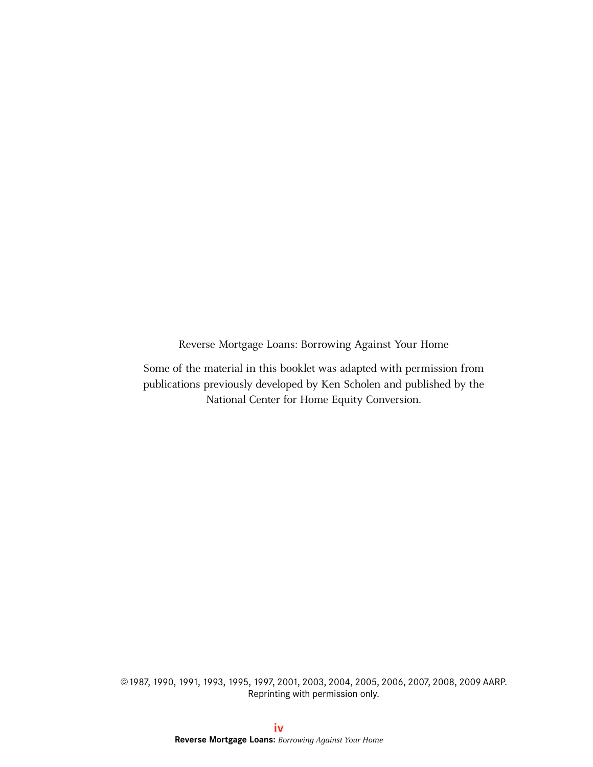Reverse Mortgage Loans: Borrowing Against Your Home

Some of the material in this booklet was adapted with permission from publications previously developed by Ken Scholen and published by the National Center for Home Equity Conversion.

© 1987, 1990, 1991, 1993, 1995, 1997, 2001, 2003, 2004, 2005, 2006, 2007, 2008, 2009 AARP.
Reprinting with permission only.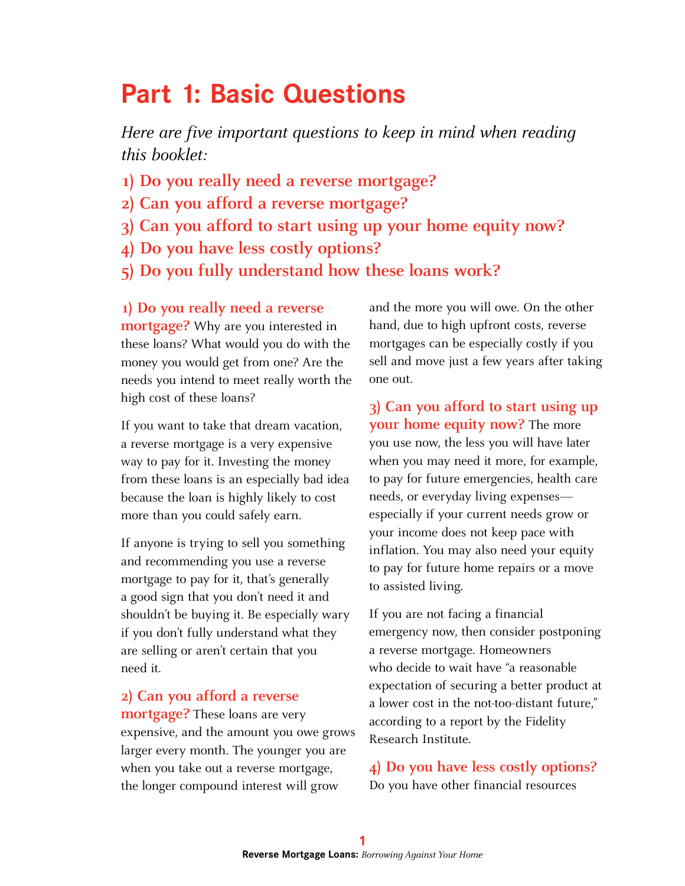# Part 1: Basic Questions

*Here are five important questions to keep in mind when reading this booklet:*

**1) Do you really need a reverse mortgage?**
**2) Can you afford a reverse mortgage?**
**3) Can you afford to start using up your home equity now?**
**4) Do you have less costly options?**
**5) Do you fully understand how these loans work?**

**1) Do you really need a reverse mortgage?** Why are you interested in these loans? What would you do with the money you would get from one? Are the needs you intend to meet really worth the high cost of these loans?

If you want to take that dream vacation, a reverse mortgage is a very expensive way to pay for it. Investing the money from these loans is an especially bad idea because the loan is highly likely to cost more than you could safely earn.

If anyone is trying to sell you something and recommending you use a reverse mortgage to pay for it, that's generally a good sign that you don't need it and shouldn't be buying it. Be especially wary if you don't fully understand what they are selling or aren't certain that you need it.

**2) Can you afford a reverse mortgage?** These loans are very expensive, and the amount you owe grows larger every month. The younger you are when you take out a reverse mortgage, the longer compound interest will grow and the more you will owe. On the other hand, due to high upfront costs, reverse mortgages can be especially costly if you sell and move just a few years after taking one out.

**3) Can you afford to start using up your home equity now?** The more you use now, the less you will have later when you may need it more, for example, to pay for future emergencies, health care needs, or everyday living expenses—especially if your current needs grow or your income does not keep pace with inflation. You may also need your equity to pay for future home repairs or a move to assisted living.

If you are not facing a financial emergency now, then consider postponing a reverse mortgage. Homeowners who decide to wait have "a reasonable expectation of securing a better product at a lower cost in the not-too-distant future," according to a report by the Fidelity Research Institute.

**4) Do you have less costly options?** Do you have other financial resources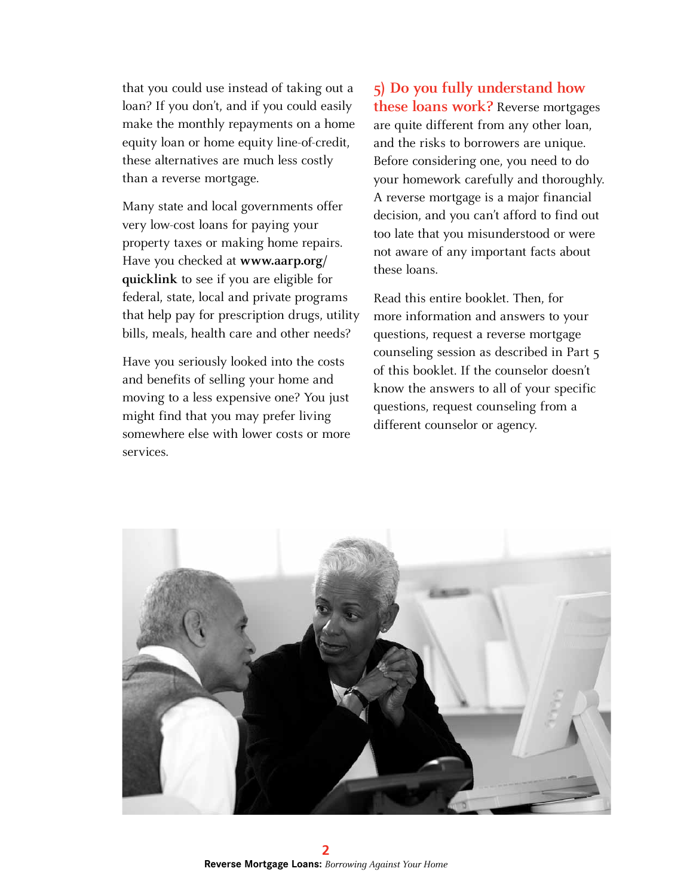that you could use instead of taking out a loan? If you don't, and if you could easily make the monthly repayments on a home equity loan or home equity line-of-credit, these alternatives are much less costly than a reverse mortgage.

Many state and local governments offer very low-cost loans for paying your property taxes or making home repairs. Have you checked at **www.aarp.org/quicklink** to see if you are eligible for federal, state, local and private programs that help pay for prescription drugs, utility bills, meals, health care and other needs?

Have you seriously looked into the costs and benefits of selling your home and moving to a less expensive one? You just might find that you may prefer living somewhere else with lower costs or more services.

**5) Do you fully understand how these loans work?** Reverse mortgages are quite different from any other loan, and the risks to borrowers are unique. Before considering one, you need to do your homework carefully and thoroughly. A reverse mortgage is a major financial decision, and you can't afford to find out too late that you misunderstood or were not aware of any important facts about these loans.

Read this entire booklet. Then, for more information and answers to your questions, request a reverse mortgage counseling session as described in Part 5 of this booklet. If the counselor doesn't know the answers to all of your specific questions, request counseling from a different counselor or agency.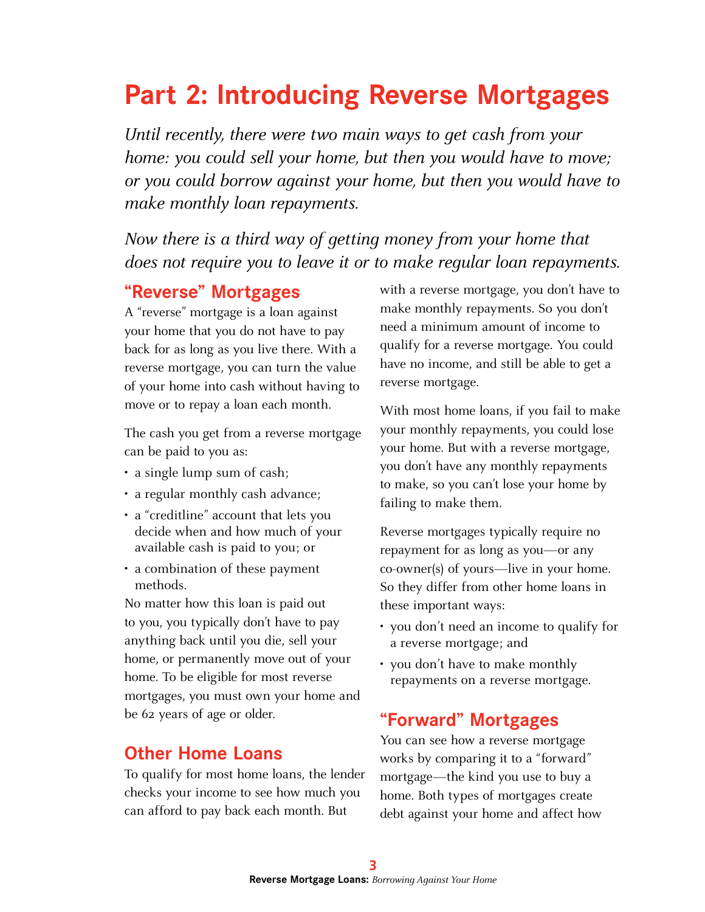# Part 2: Introducing Reverse Mortgages

*Until recently, there were two main ways to get cash from your home: you could sell your home, but then you would have to move; or you could borrow against your home, but then you would have to make monthly loan repayments.*

*Now there is a third way of getting money from your home that does not require you to leave it or to make regular loan repayments.*

## "Reverse" Mortgages

A "reverse" mortgage is a loan against your home that you do not have to pay back for as long as you live there. With a reverse mortgage, you can turn the value of your home into cash without having to move or to repay a loan each month.

The cash you get from a reverse mortgage can be paid to you as:

- a single lump sum of cash;
- a regular monthly cash advance;
- a "creditline" account that lets you decide when and how much of your available cash is paid to you; or
- a combination of these payment methods.

No matter how this loan is paid out to you, you typically don't have to pay anything back until you die, sell your home, or permanently move out of your home. To be eligible for most reverse mortgages, you must own your home and be 62 years of age or older.

## Other Home Loans

To qualify for most home loans, the lender checks your income to see how much you can afford to pay back each month. But with a reverse mortgage, you don't have to make monthly repayments. So you don't need a minimum amount of income to qualify for a reverse mortgage. You could have no income, and still be able to get a reverse mortgage.

With most home loans, if you fail to make your monthly repayments, you could lose your home. But with a reverse mortgage, you don't have any monthly repayments to make, so you can't lose your home by failing to make them.

Reverse mortgages typically require no repayment for as long as you—or any co-owner(s) of yours—live in your home. So they differ from other home loans in these important ways:

- you don't need an income to qualify for a reverse mortgage; and
- you don't have to make monthly repayments on a reverse mortgage.

## "Forward" Mortgages

You can see how a reverse mortgage works by comparing it to a "forward" mortgage—the kind you use to buy a home. Both types of mortgages create debt against your home and affect how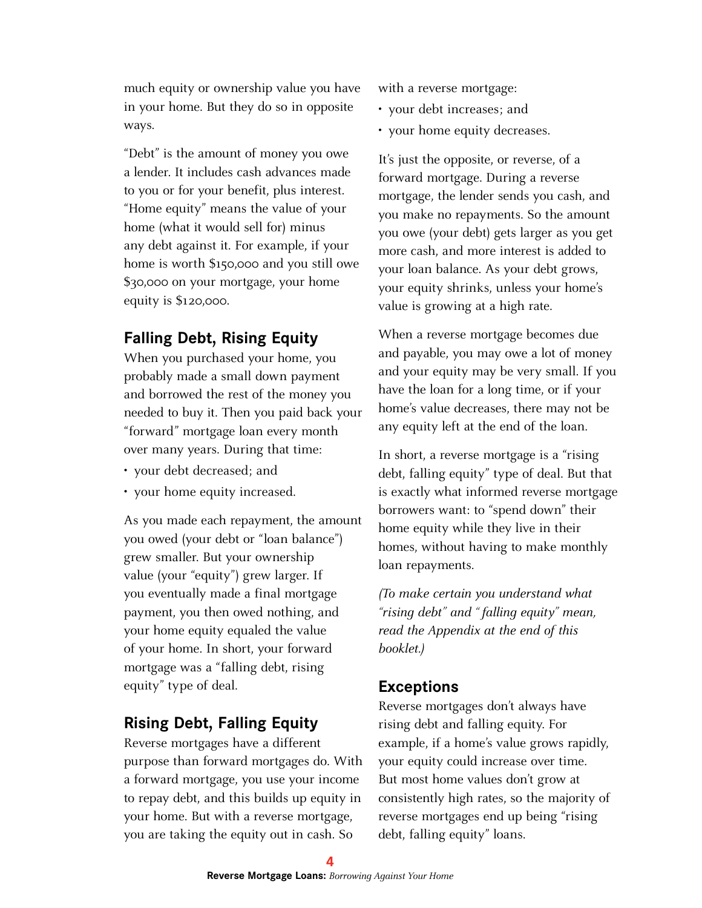much equity or ownership value you have in your home. But they do so in opposite ways.

"Debt" is the amount of money you owe a lender. It includes cash advances made to you or for your benefit, plus interest. "Home equity" means the value of your home (what it would sell for) minus any debt against it. For example, if your home is worth $150,000 and you still owe $30,000 on your mortgage, your home equity is $120,000.

## Falling Debt, Rising Equity

When you purchased your home, you probably made a small down payment and borrowed the rest of the money you needed to buy it. Then you paid back your "forward" mortgage loan every month over many years. During that time:

- your debt decreased; and
- your home equity increased.

As you made each repayment, the amount you owed (your debt or "loan balance") grew smaller. But your ownership value (your "equity") grew larger. If you eventually made a final mortgage payment, you then owed nothing, and your home equity equaled the value of your home. In short, your forward mortgage was a "falling debt, rising equity" type of deal.

## Rising Debt, Falling Equity

Reverse mortgages have a different purpose than forward mortgages do. With a forward mortgage, you use your income to repay debt, and this builds up equity in your home. But with a reverse mortgage, you are taking the equity out in cash. So with a reverse mortgage:

- your debt increases; and
- your home equity decreases.

It's just the opposite, or reverse, of a forward mortgage. During a reverse mortgage, the lender sends you cash, and you make no repayments. So the amount you owe (your debt) gets larger as you get more cash, and more interest is added to your loan balance. As your debt grows, your equity shrinks, unless your home's value is growing at a high rate.

When a reverse mortgage becomes due and payable, you may owe a lot of money and your equity may be very small. If you have the loan for a long time, or if your home's value decreases, there may not be any equity left at the end of the loan.

In short, a reverse mortgage is a "rising debt, falling equity" type of deal. But that is exactly what informed reverse mortgage borrowers want: to "spend down" their home equity while they live in their homes, without having to make monthly loan repayments.

*(To make certain you understand what "rising debt" and "falling equity" mean, read the Appendix at the end of this booklet.)*

## Exceptions

Reverse mortgages don't always have rising debt and falling equity. For example, if a home's value grows rapidly, your equity could increase over time. But most home values don't grow at consistently high rates, so the majority of reverse mortgages end up being "rising debt, falling equity" loans.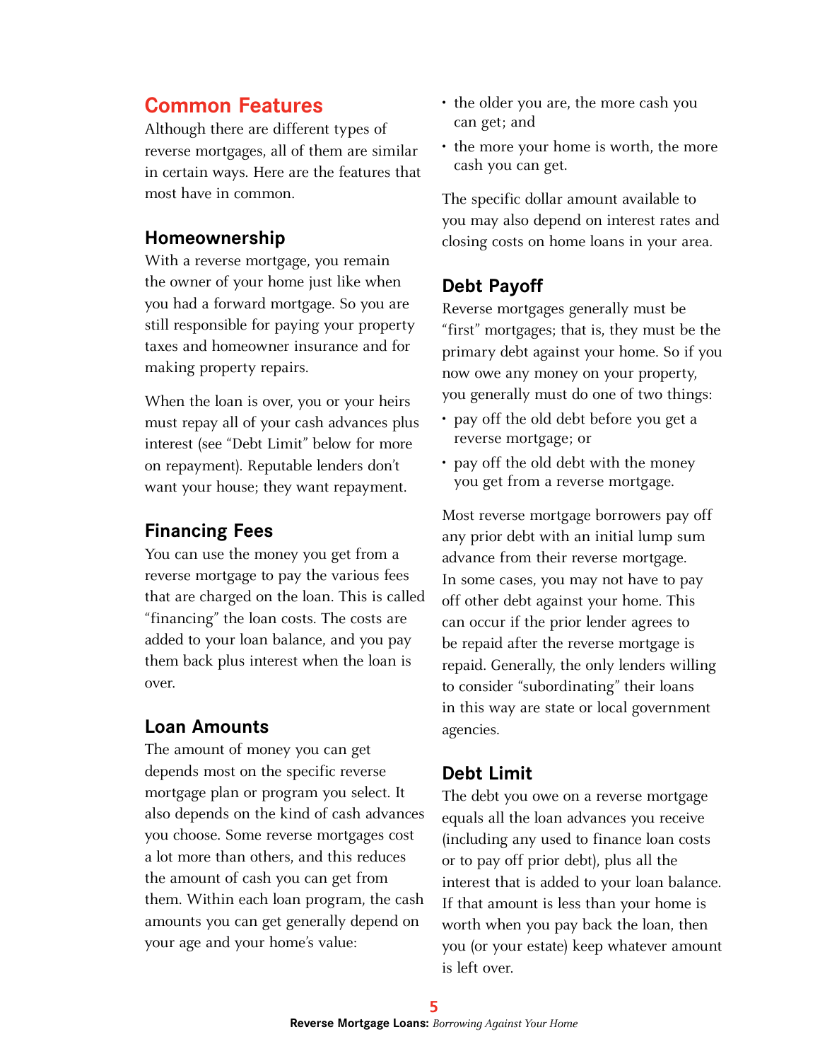## Common Features

Although there are different types of reverse mortgages, all of them are similar in certain ways. Here are the features that most have in common.

### Homeownership

With a reverse mortgage, you remain the owner of your home just like when you had a forward mortgage. So you are still responsible for paying your property taxes and homeowner insurance and for making property repairs.

When the loan is over, you or your heirs must repay all of your cash advances plus interest (see "Debt Limit" below for more on repayment). Reputable lenders don't want your house; they want repayment.

### Financing Fees

You can use the money you get from a reverse mortgage to pay the various fees that are charged on the loan. This is called "financing" the loan costs. The costs are added to your loan balance, and you pay them back plus interest when the loan is over.

### Loan Amounts

The amount of money you can get depends most on the specific reverse mortgage plan or program you select. It also depends on the kind of cash advances you choose. Some reverse mortgages cost a lot more than others, and this reduces the amount of cash you can get from them. Within each loan program, the cash amounts you can get generally depend on your age and your home's value:

- the older you are, the more cash you can get; and
- the more your home is worth, the more cash you can get.

The specific dollar amount available to you may also depend on interest rates and closing costs on home loans in your area.

### Debt Payoff

Reverse mortgages generally must be "first" mortgages; that is, they must be the primary debt against your home. So if you now owe any money on your property, you generally must do one of two things:

- pay off the old debt before you get a reverse mortgage; or
- pay off the old debt with the money you get from a reverse mortgage.

Most reverse mortgage borrowers pay off any prior debt with an initial lump sum advance from their reverse mortgage. In some cases, you may not have to pay off other debt against your home. This can occur if the prior lender agrees to be repaid after the reverse mortgage is repaid. Generally, the only lenders willing to consider "subordinating" their loans in this way are state or local government agencies.

### Debt Limit

The debt you owe on a reverse mortgage equals all the loan advances you receive (including any used to finance loan costs or to pay off prior debt), plus all the interest that is added to your loan balance. If that amount is less than your home is worth when you pay back the loan, then you (or your estate) keep whatever amount is left over.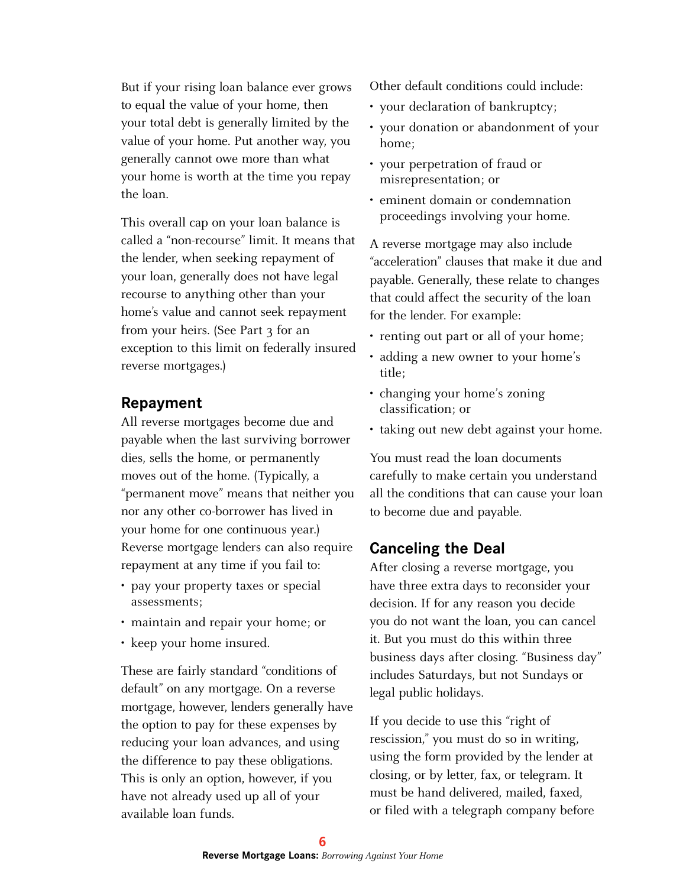But if your rising loan balance ever grows to equal the value of your home, then your total debt is generally limited by the value of your home. Put another way, you generally cannot owe more than what your home is worth at the time you repay the loan.

This overall cap on your loan balance is called a "non-recourse" limit. It means that the lender, when seeking repayment of your loan, generally does not have legal recourse to anything other than your home's value and cannot seek repayment from your heirs. (See Part 3 for an exception to this limit on federally insured reverse mortgages.)

## Repayment

All reverse mortgages become due and payable when the last surviving borrower dies, sells the home, or permanently moves out of the home. (Typically, a "permanent move" means that neither you nor any other co-borrower has lived in your home for one continuous year.) Reverse mortgage lenders can also require repayment at any time if you fail to:

- pay your property taxes or special assessments;
- maintain and repair your home; or
- keep your home insured.

These are fairly standard "conditions of default" on any mortgage. On a reverse mortgage, however, lenders generally have the option to pay for these expenses by reducing your loan advances, and using the difference to pay these obligations. This is only an option, however, if you have not already used up all of your available loan funds.

Other default conditions could include:

- your declaration of bankruptcy;
- your donation or abandonment of your home;
- your perpetration of fraud or misrepresentation; or
- eminent domain or condemnation proceedings involving your home.

A reverse mortgage may also include "acceleration" clauses that make it due and payable. Generally, these relate to changes that could affect the security of the loan for the lender. For example:

- renting out part or all of your home;
- adding a new owner to your home's title;
- changing your home's zoning classification; or
- taking out new debt against your home.

You must read the loan documents carefully to make certain you understand all the conditions that can cause your loan to become due and payable.

## Canceling the Deal

After closing a reverse mortgage, you have three extra days to reconsider your decision. If for any reason you decide you do not want the loan, you can cancel it. But you must do this within three business days after closing. "Business day" includes Saturdays, but not Sundays or legal public holidays.

If you decide to use this "right of rescission," you must do so in writing, using the form provided by the lender at closing, or by letter, fax, or telegram. It must be hand delivered, mailed, faxed, or filed with a telegraph company before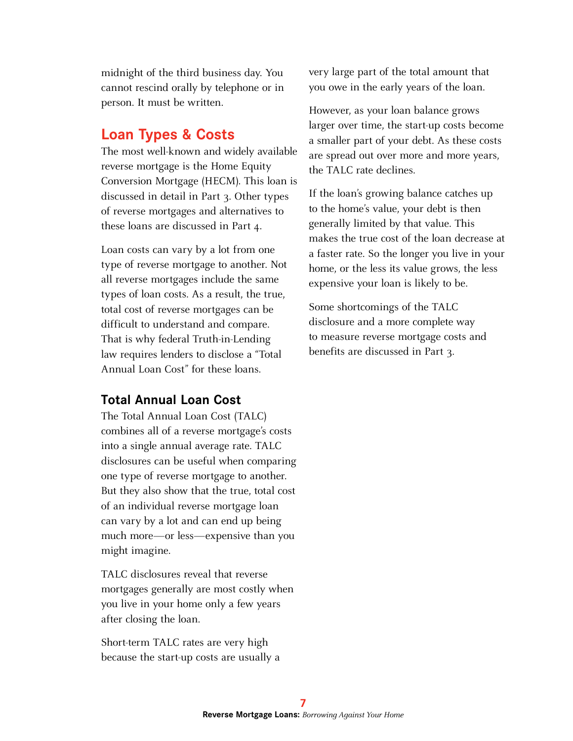midnight of the third business day. You cannot rescind orally by telephone or in person. It must be written.

## Loan Types & Costs

The most well-known and widely available reverse mortgage is the Home Equity Conversion Mortgage (HECM). This loan is discussed in detail in Part 3. Other types of reverse mortgages and alternatives to these loans are discussed in Part 4.

Loan costs can vary by a lot from one type of reverse mortgage to another. Not all reverse mortgages include the same types of loan costs. As a result, the true, total cost of reverse mortgages can be difficult to understand and compare. That is why federal Truth-in-Lending law requires lenders to disclose a “Total Annual Loan Cost” for these loans.

### Total Annual Loan Cost

The Total Annual Loan Cost (TALC) combines all of a reverse mortgage’s costs into a single annual average rate. TALC disclosures can be useful when comparing one type of reverse mortgage to another. But they also show that the true, total cost of an individual reverse mortgage loan can vary by a lot and can end up being much more—or less—expensive than you might imagine.

TALC disclosures reveal that reverse mortgages generally are most costly when you live in your home only a few years after closing the loan.

Short-term TALC rates are very high because the start-up costs are usually a very large part of the total amount that you owe in the early years of the loan.

However, as your loan balance grows larger over time, the start-up costs become a smaller part of your debt. As these costs are spread out over more and more years, the TALC rate declines.

If the loan’s growing balance catches up to the home’s value, your debt is then generally limited by that value. This makes the true cost of the loan decrease at a faster rate. So the longer you live in your home, or the less its value grows, the less expensive your loan is likely to be.

Some shortcomings of the TALC disclosure and a more complete way to measure reverse mortgage costs and benefits are discussed in Part 3.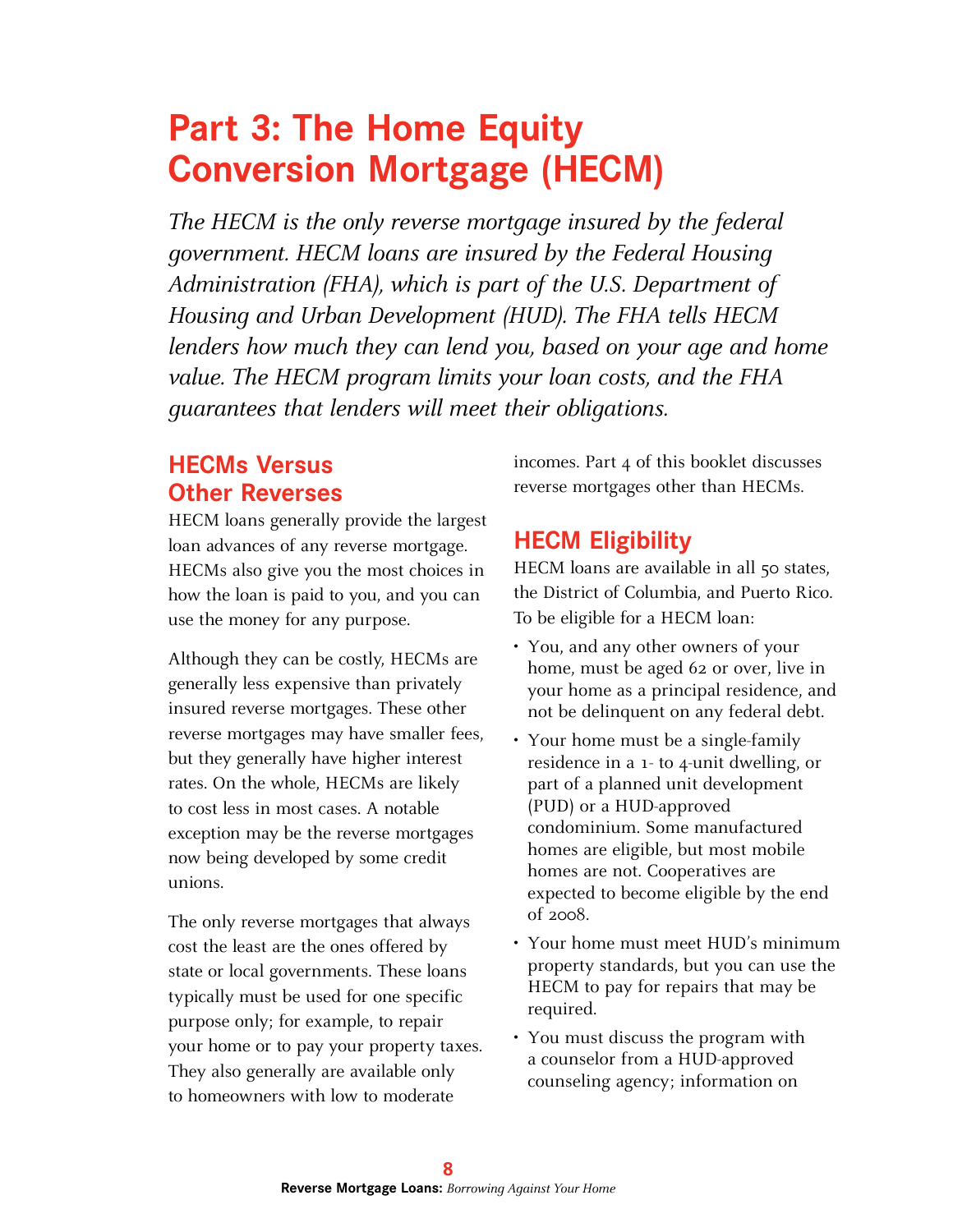# Part 3: The Home Equity Conversion Mortgage (HECM)

*The HECM is the only reverse mortgage insured by the federal government. HECM loans are insured by the Federal Housing Administration (FHA), which is part of the U.S. Department of Housing and Urban Development (HUD). The FHA tells HECM lenders how much they can lend you, based on your age and home value. The HECM program limits your loan costs, and the FHA guarantees that lenders will meet their obligations.*

## HECMs Versus Other Reverses

HECM loans generally provide the largest loan advances of any reverse mortgage. HECMs also give you the most choices in how the loan is paid to you, and you can use the money for any purpose.

Although they can be costly, HECMs are generally less expensive than privately insured reverse mortgages. These other reverse mortgages may have smaller fees, but they generally have higher interest rates. On the whole, HECMs are likely to cost less in most cases. A notable exception may be the reverse mortgages now being developed by some credit unions.

The only reverse mortgages that always cost the least are the ones offered by state or local governments. These loans typically must be used for one specific purpose only; for example, to repair your home or to pay your property taxes. They also generally are available only to homeowners with low to moderate incomes. Part 4 of this booklet discusses reverse mortgages other than HECMs.

## HECM Eligibility

HECM loans are available in all 50 states, the District of Columbia, and Puerto Rico. To be eligible for a HECM loan:

- You, and any other owners of your home, must be aged 62 or over, live in your home as a principal residence, and not be delinquent on any federal debt.
- Your home must be a single-family residence in a 1- to 4-unit dwelling, or part of a planned unit development (PUD) or a HUD-approved condominium. Some manufactured homes are eligible, but most mobile homes are not. Cooperatives are expected to become eligible by the end of 2008.
- Your home must meet HUD's minimum property standards, but you can use the HECM to pay for repairs that may be required.
- You must discuss the program with a counselor from a HUD-approved counseling agency; information on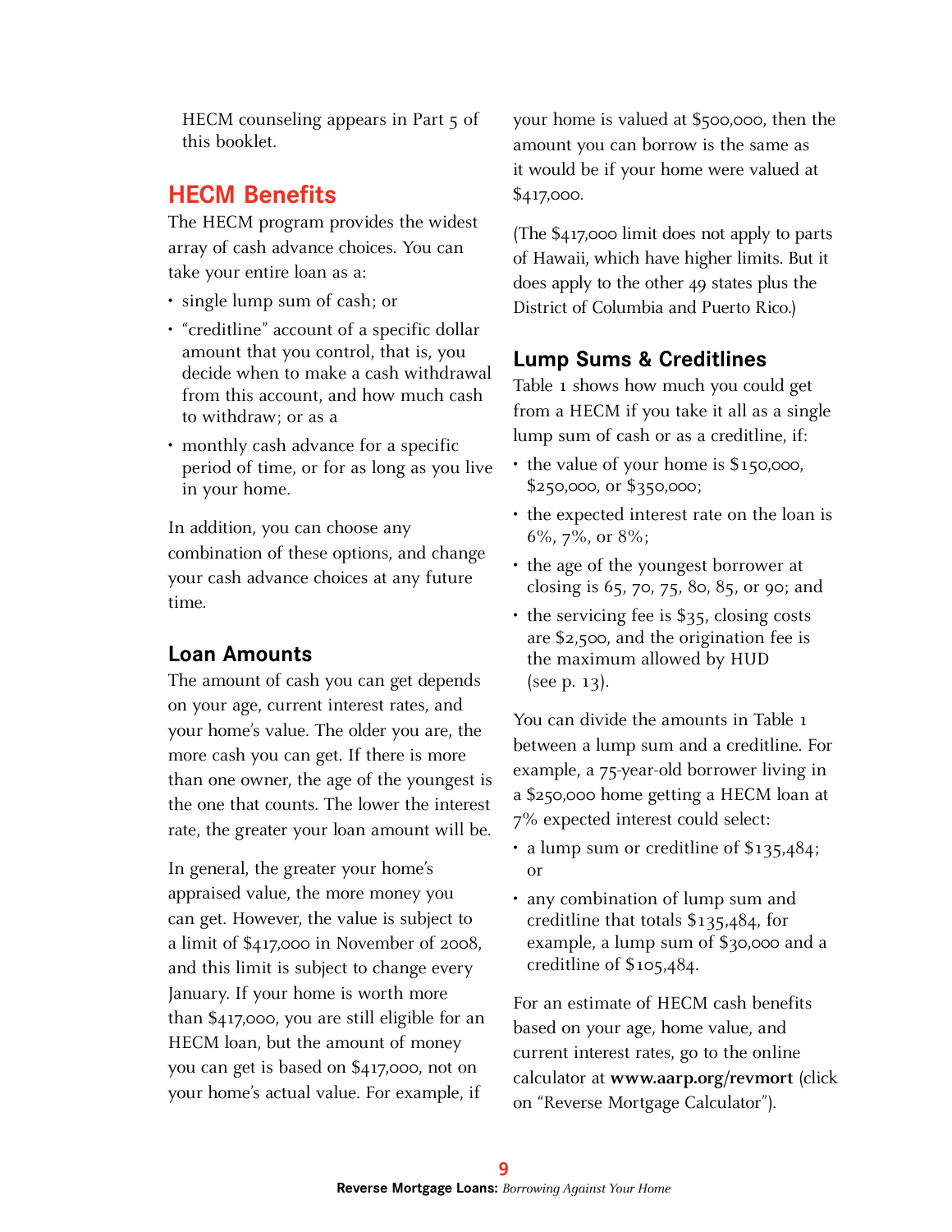HECM counseling appears in Part 5 of this booklet.

## HECM Benefits

The HECM program provides the widest array of cash advance choices. You can take your entire loan as a:

- single lump sum of cash; or
- "creditline" account of a specific dollar amount that you control, that is, you decide when to make a cash withdrawal from this account, and how much cash to withdraw; or as a
- monthly cash advance for a specific period of time, or for as long as you live in your home.

In addition, you can choose any combination of these options, and change your cash advance choices at any future time.

### Loan Amounts

The amount of cash you can get depends on your age, current interest rates, and your home's value. The older you are, the more cash you can get. If there is more than one owner, the age of the youngest is the one that counts. The lower the interest rate, the greater your loan amount will be.

In general, the greater your home's appraised value, the more money you can get. However, the value is subject to a limit of $417,000 in November of 2008, and this limit is subject to change every January. If your home is worth more than $417,000, you are still eligible for an HECM loan, but the amount of money you can get is based on $417,000, not on your home's actual value. For example, if your home is valued at $500,000, then the amount you can borrow is the same as it would be if your home were valued at $417,000.

(The $417,000 limit does not apply to parts of Hawaii, which have higher limits. But it does apply to the other 49 states plus the District of Columbia and Puerto Rico.)

### Lump Sums & Creditlines

Table 1 shows how much you could get from a HECM if you take it all as a single lump sum of cash or as a creditline, if:

- the value of your home is $150,000, $250,000, or $350,000;
- the expected interest rate on the loan is 6%, 7%, or 8%;
- the age of the youngest borrower at closing is 65, 70, 75, 80, 85, or 90; and
- the servicing fee is $35, closing costs are $2,500, and the origination fee is the maximum allowed by HUD (see p. 13).

You can divide the amounts in Table 1 between a lump sum and a creditline. For example, a 75-year-old borrower living in a $250,000 home getting a HECM loan at 7% expected interest could select:

- a lump sum or creditline of $135,484; or
- any combination of lump sum and creditline that totals $135,484, for example, a lump sum of $30,000 and a creditline of $105,484.

For an estimate of HECM cash benefits based on your age, home value, and current interest rates, go to the online calculator at **www.aarp.org/revmort** (click on "Reverse Mortgage Calculator").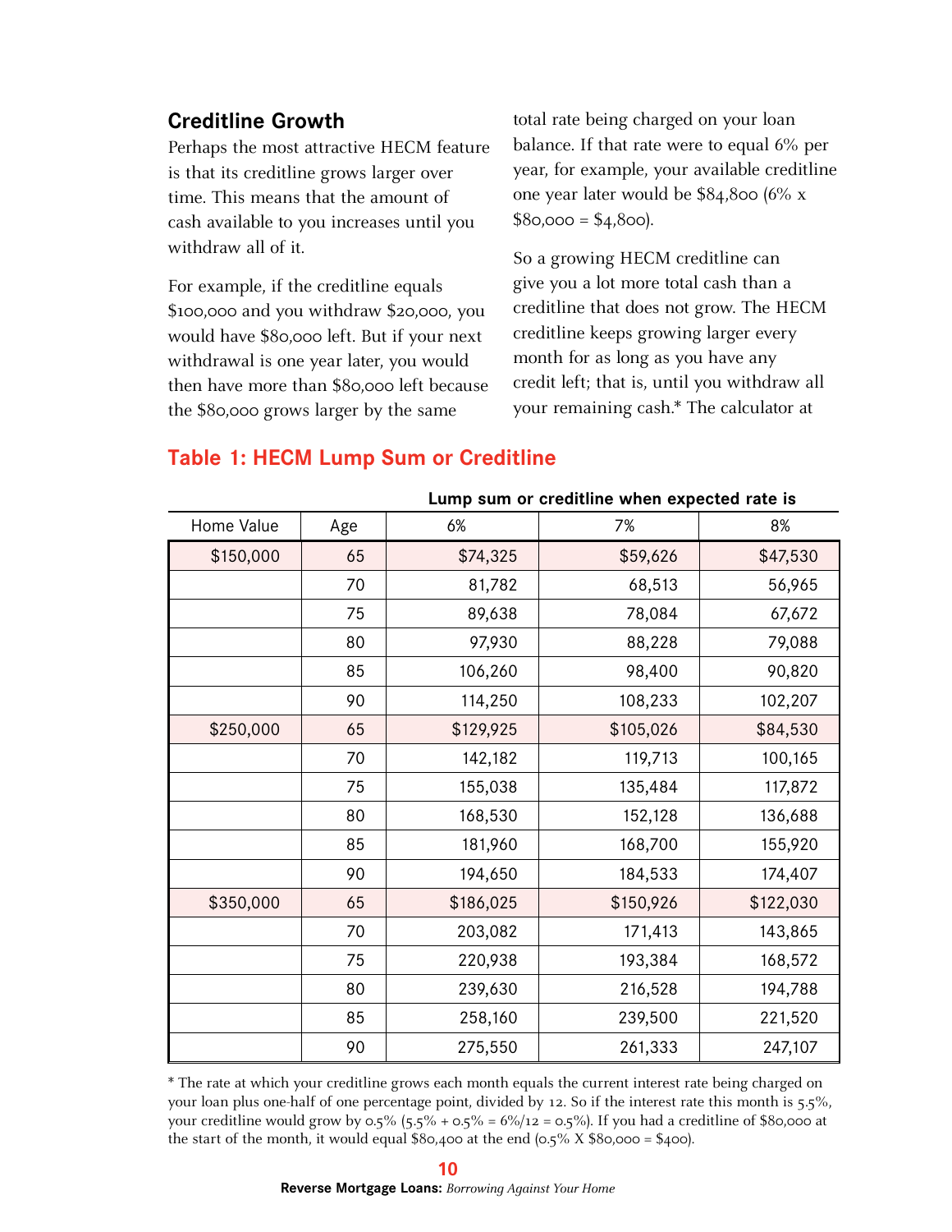## Creditline Growth

Perhaps the most attractive HECM feature is that its creditline grows larger over time. This means that the amount of cash available to you increases until you withdraw all of it.

For example, if the creditline equals $100,000 and you withdraw $20,000, you would have $80,000 left. But if your next withdrawal is one year later, you would then have more than $80,000 left because the $80,000 grows larger by the same total rate being charged on your loan balance. If that rate were to equal 6% per year, for example, your available creditline one year later would be $84,800 (6% x $80,000 = $4,800).

So a growing HECM creditline can give you a lot more total cash than a creditline that does not grow. The HECM creditline keeps growing larger every month for as long as you have any credit left; that is, until you withdraw all your remaining cash.* The calculator at

### Table 1: HECM Lump Sum or Creditline

| Home Value | Age | Lump sum or creditline when expected rate is 6% | 7% | 8% |
|---|---|---|---|---|
| $150,000 | 65 | $74,325 | $59,626 | $47,530 |
| | 70 | 81,782 | 68,513 | 56,965 |
| | 75 | 89,638 | 78,084 | 67,672 |
| | 80 | 97,930 | 88,228 | 79,088 |
| | 85 | 106,260 | 98,400 | 90,820 |
| | 90 | 114,250 | 108,233 | 102,207 |
| $250,000 | 65 | $129,925 | $105,026 | $84,530 |
| | 70 | 142,182 | 119,713 | 100,165 |
| | 75 | 155,038 | 135,484 | 117,872 |
| | 80 | 168,530 | 152,128 | 136,688 |
| | 85 | 181,960 | 168,700 | 155,920 |
| | 90 | 194,650 | 184,533 | 174,407 |
| $350,000 | 65 | $186,025 | $150,926 | $122,030 |
| | 70 | 203,082 | 171,413 | 143,865 |
| | 75 | 220,938 | 193,384 | 168,572 |
| | 80 | 239,630 | 216,528 | 194,788 |
| | 85 | 258,160 | 239,500 | 221,520 |
| | 90 | 275,550 | 261,333 | 247,107 |

* The rate at which your creditline grows each month equals the current interest rate being charged on your loan plus one-half of one percentage point, divided by 12. So if the interest rate this month is 5.5%, your creditline would grow by 0.5% (5.5% + 0.5% = 6%/12 = 0.5%). If you had a creditline of $80,000 at the start of the month, it would equal $80,400 at the end (0.5% X $80,000 = $400).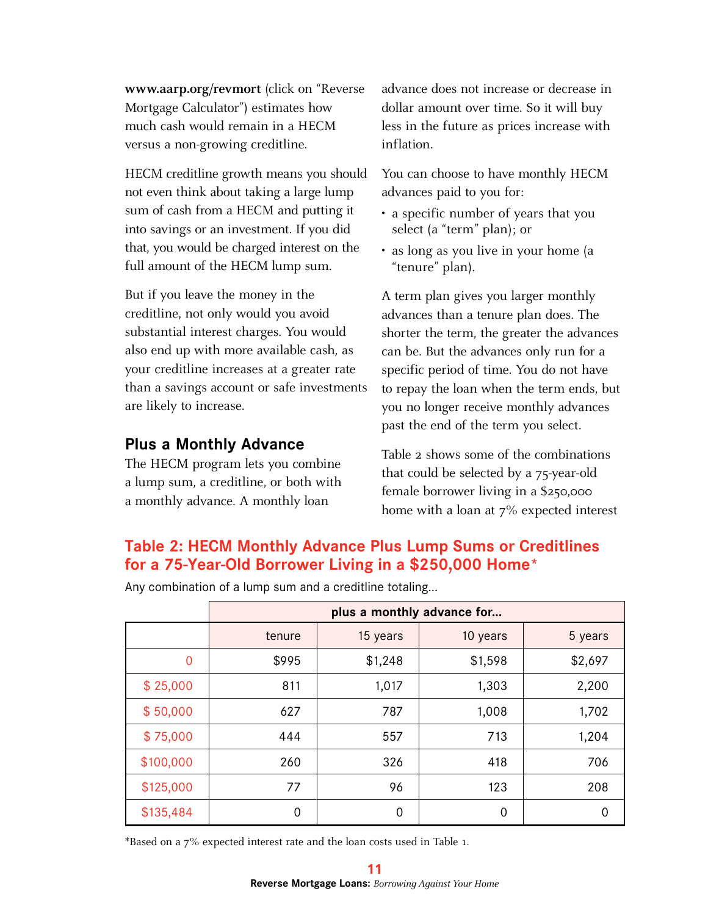www.aarp.org/revmort (click on "Reverse Mortgage Calculator") estimates how much cash would remain in a HECM versus a non-growing creditline.

HECM creditline growth means you should not even think about taking a large lump sum of cash from a HECM and putting it into savings or an investment. If you did that, you would be charged interest on the full amount of the HECM lump sum.

But if you leave the money in the creditline, not only would you avoid substantial interest charges. You would also end up with more available cash, as your creditline increases at a greater rate than a savings account or safe investments are likely to increase.

## Plus a Monthly Advance

The HECM program lets you combine a lump sum, a creditline, or both with a monthly advance. A monthly loan advance does not increase or decrease in dollar amount over time. So it will buy less in the future as prices increase with inflation.

You can choose to have monthly HECM advances paid to you for:

- a specific number of years that you select (a "term" plan); or
- as long as you live in your home (a "tenure" plan).

A term plan gives you larger monthly advances than a tenure plan does. The shorter the term, the greater the advances can be. But the advances only run for a specific period of time. You do not have to repay the loan when the term ends, but you no longer receive monthly advances past the end of the term you select.

Table 2 shows some of the combinations that could be selected by a 75-year-old female borrower living in a $250,000 home with a loan at 7% expected interest

### Table 2: HECM Monthly Advance Plus Lump Sums or Creditlines for a 75-Year-Old Borrower Living in a $250,000 Home*

Any combination of a lump sum and a creditline totaling...

| | plus a monthly advance for... | | | |
|---|---|---|---|---|
| | tenure | 15 years | 10 years | 5 years |
| 0 | $995 | $1,248 | $1,598 | $2,697 |
| $ 25,000 | 811 | 1,017 | 1,303 | 2,200 |
| $ 50,000 | 627 | 787 | 1,008 | 1,702 |
| $ 75,000 | 444 | 557 | 713 | 1,204 |
| $100,000 | 260 | 326 | 418 | 706 |
| $125,000 | 77 | 96 | 123 | 208 |
| $135,484 | 0 | 0 | 0 | 0 |

*Based on a 7% expected interest rate and the loan costs used in Table 1.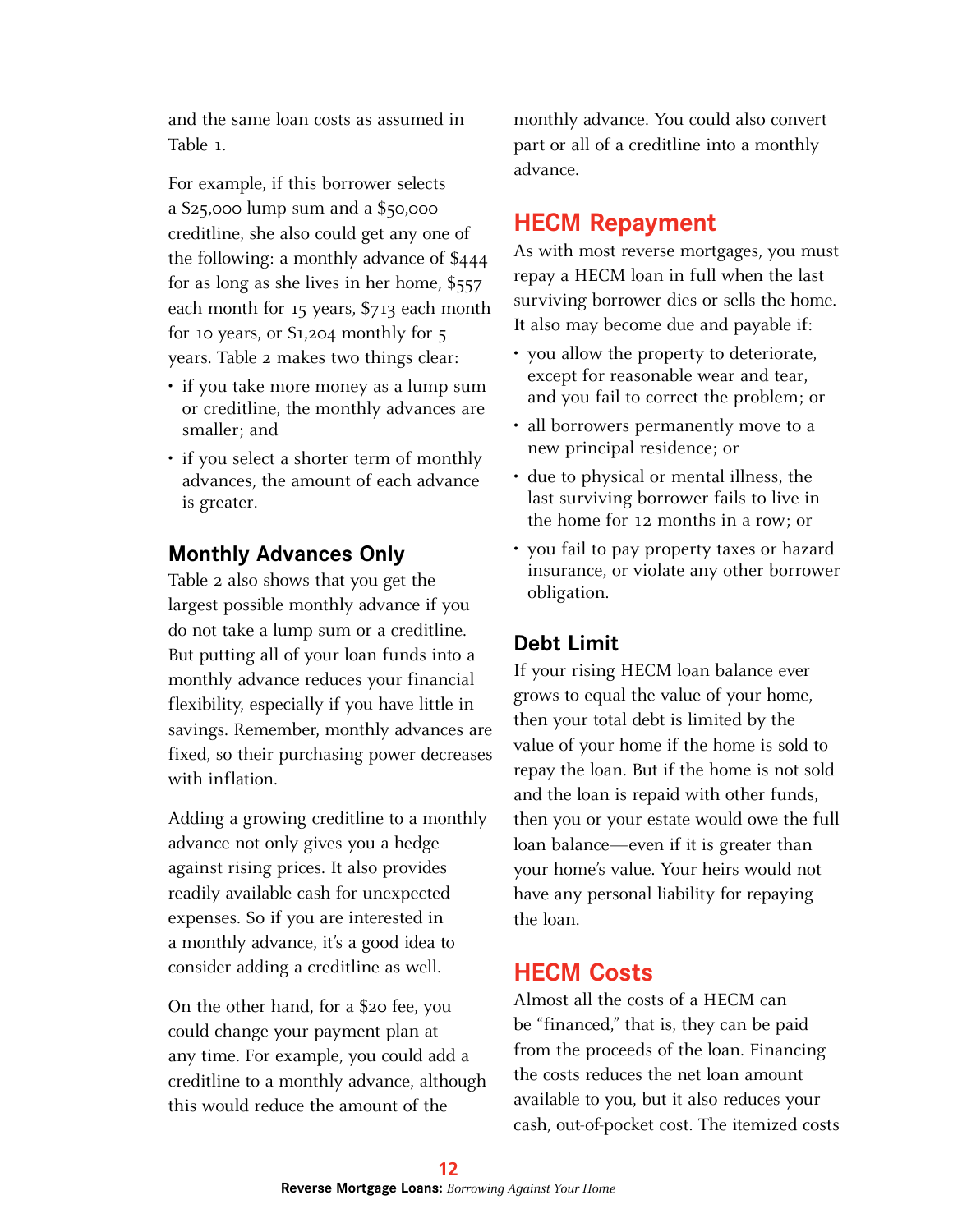and the same loan costs as assumed in Table 1.

For example, if this borrower selects a $25,000 lump sum and a $50,000 creditline, she also could get any one of the following: a monthly advance of $444 for as long as she lives in her home, $557 each month for 15 years, $713 each month for 10 years, or $1,204 monthly for 5 years. Table 2 makes two things clear:

- if you take more money as a lump sum or creditline, the monthly advances are smaller; and
- if you select a shorter term of monthly advances, the amount of each advance is greater.

### Monthly Advances Only

Table 2 also shows that you get the largest possible monthly advance if you do not take a lump sum or a creditline. But putting all of your loan funds into a monthly advance reduces your financial flexibility, especially if you have little in savings. Remember, monthly advances are fixed, so their purchasing power decreases with inflation.

Adding a growing creditline to a monthly advance not only gives you a hedge against rising prices. It also provides readily available cash for unexpected expenses. So if you are interested in a monthly advance, it's a good idea to consider adding a creditline as well.

On the other hand, for a $20 fee, you could change your payment plan at any time. For example, you could add a creditline to a monthly advance, although this would reduce the amount of the monthly advance. You could also convert part or all of a creditline into a monthly advance.

## HECM Repayment

As with most reverse mortgages, you must repay a HECM loan in full when the last surviving borrower dies or sells the home. It also may become due and payable if:

- you allow the property to deteriorate, except for reasonable wear and tear, and you fail to correct the problem; or
- all borrowers permanently move to a new principal residence; or
- due to physical or mental illness, the last surviving borrower fails to live in the home for 12 months in a row; or
- you fail to pay property taxes or hazard insurance, or violate any other borrower obligation.

### Debt Limit

If your rising HECM loan balance ever grows to equal the value of your home, then your total debt is limited by the value of your home if the home is sold to repay the loan. But if the home is not sold and the loan is repaid with other funds, then you or your estate would owe the full loan balance—even if it is greater than your home's value. Your heirs would not have any personal liability for repaying the loan.

## HECM Costs

Almost all the costs of a HECM can be "financed," that is, they can be paid from the proceeds of the loan. Financing the costs reduces the net loan amount available to you, but it also reduces your cash, out-of-pocket cost. The itemized costs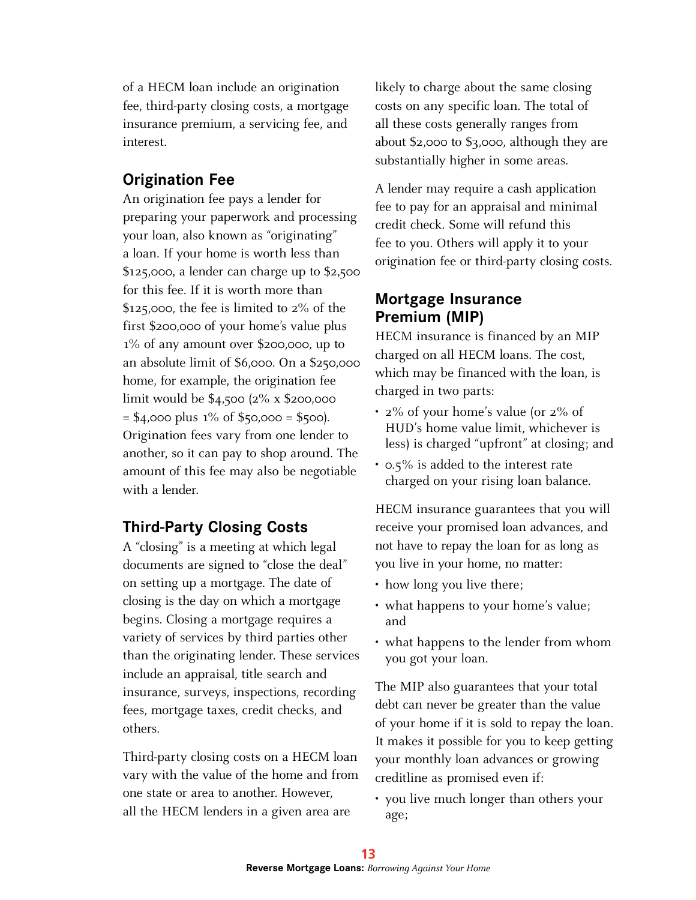of a HECM loan include an origination fee, third-party closing costs, a mortgage insurance premium, a servicing fee, and interest.

## Origination Fee

An origination fee pays a lender for preparing your paperwork and processing your loan, also known as "originating" a loan. If your home is worth less than $125,000, a lender can charge up to $2,500 for this fee. If it is worth more than $125,000, the fee is limited to 2% of the first $200,000 of your home's value plus 1% of any amount over $200,000, up to an absolute limit of $6,000. On a $250,000 home, for example, the origination fee limit would be $4,500 (2% x $200,000 = $4,000 plus 1% of $50,000 = $500). Origination fees vary from one lender to another, so it can pay to shop around. The amount of this fee may also be negotiable with a lender.

## Third-Party Closing Costs

A "closing" is a meeting at which legal documents are signed to "close the deal" on setting up a mortgage. The date of closing is the day on which a mortgage begins. Closing a mortgage requires a variety of services by third parties other than the originating lender. These services include an appraisal, title search and insurance, surveys, inspections, recording fees, mortgage taxes, credit checks, and others.

Third-party closing costs on a HECM loan vary with the value of the home and from one state or area to another. However, all the HECM lenders in a given area are likely to charge about the same closing costs on any specific loan. The total of all these costs generally ranges from about $2,000 to $3,000, although they are substantially higher in some areas.

A lender may require a cash application fee to pay for an appraisal and minimal credit check. Some will refund this fee to you. Others will apply it to your origination fee or third-party closing costs.

## Mortgage Insurance Premium (MIP)

HECM insurance is financed by an MIP charged on all HECM loans. The cost, which may be financed with the loan, is charged in two parts:

- 2% of your home's value (or 2% of HUD's home value limit, whichever is less) is charged "upfront" at closing; and
- 0.5% is added to the interest rate charged on your rising loan balance.

HECM insurance guarantees that you will receive your promised loan advances, and not have to repay the loan for as long as you live in your home, no matter:

- how long you live there;
- what happens to your home's value; and
- what happens to the lender from whom you got your loan.

The MIP also guarantees that your total debt can never be greater than the value of your home if it is sold to repay the loan. It makes it possible for you to keep getting your monthly loan advances or growing creditline as promised even if:

- you live much longer than others your age;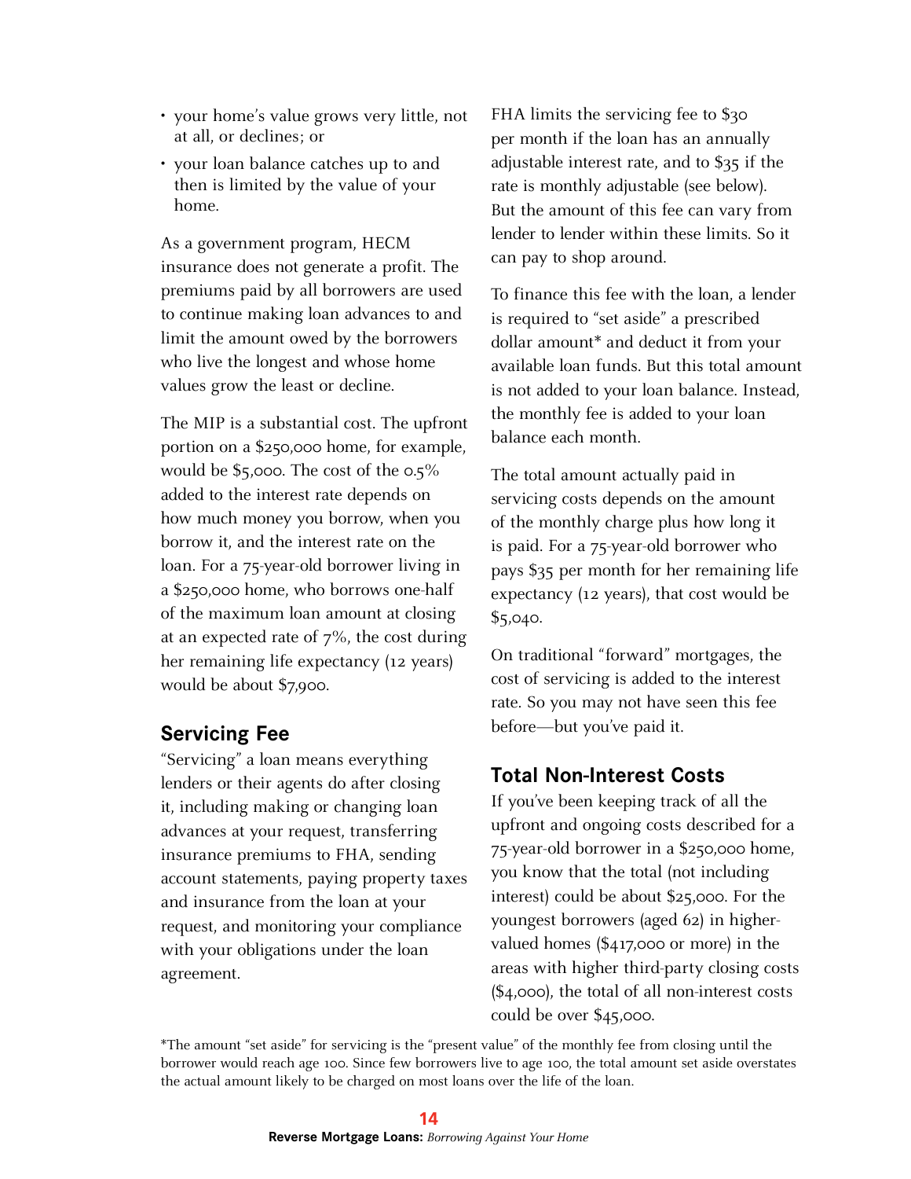- your home's value grows very little, not at all, or declines; or
- your loan balance catches up to and then is limited by the value of your home.

As a government program, HECM insurance does not generate a profit. The premiums paid by all borrowers are used to continue making loan advances to and limit the amount owed by the borrowers who live the longest and whose home values grow the least or decline.

The MIP is a substantial cost. The upfront portion on a $250,000 home, for example, would be $5,000. The cost of the 0.5% added to the interest rate depends on how much money you borrow, when you borrow it, and the interest rate on the loan. For a 75-year-old borrower living in a $250,000 home, who borrows one-half of the maximum loan amount at closing at an expected rate of 7%, the cost during her remaining life expectancy (12 years) would be about $7,900.

## Servicing Fee

"Servicing" a loan means everything lenders or their agents do after closing it, including making or changing loan advances at your request, transferring insurance premiums to FHA, sending account statements, paying property taxes and insurance from the loan at your request, and monitoring your compliance with your obligations under the loan agreement.

FHA limits the servicing fee to $30 per month if the loan has an annually adjustable interest rate, and to $35 if the rate is monthly adjustable (see below). But the amount of this fee can vary from lender to lender within these limits. So it can pay to shop around.

To finance this fee with the loan, a lender is required to "set aside" a prescribed dollar amount* and deduct it from your available loan funds. But this total amount is not added to your loan balance. Instead, the monthly fee is added to your loan balance each month.

The total amount actually paid in servicing costs depends on the amount of the monthly charge plus how long it is paid. For a 75-year-old borrower who pays $35 per month for her remaining life expectancy (12 years), that cost would be $5,040.

On traditional "forward" mortgages, the cost of servicing is added to the interest rate. So you may not have seen this fee before—but you've paid it.

## Total Non-Interest Costs

If you've been keeping track of all the upfront and ongoing costs described for a 75-year-old borrower in a $250,000 home, you know that the total (not including interest) could be about $25,000. For the youngest borrowers (aged 62) in higher-valued homes ($417,000 or more) in the areas with higher third-party closing costs ($4,000), the total of all non-interest costs could be over $45,000.

*The amount "set aside" for servicing is the "present value" of the monthly fee from closing until the borrower would reach age 100. Since few borrowers live to age 100, the total amount set aside overstates the actual amount likely to be charged on most loans over the life of the loan.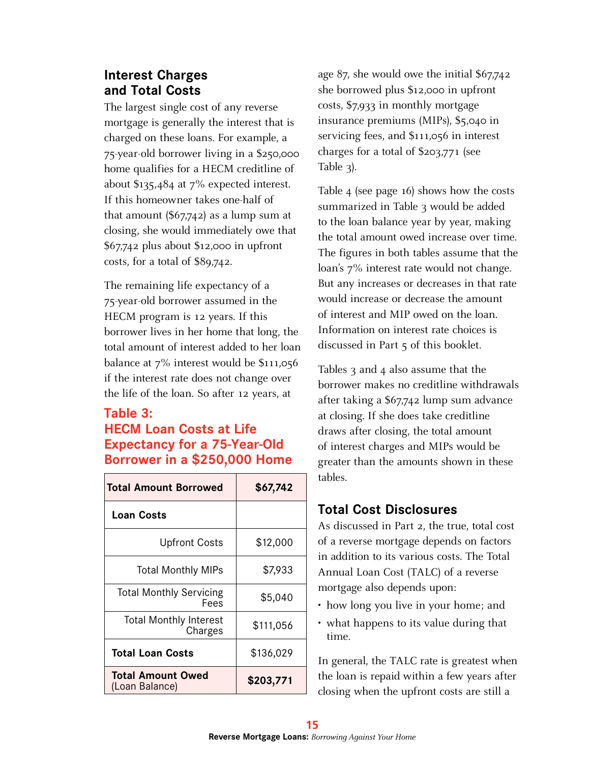## Interest Charges and Total Costs

The largest single cost of any reverse mortgage is generally the interest that is charged on these loans. For example, a 75-year-old borrower living in a $250,000 home qualifies for a HECM creditline of about $135,484 at 7% expected interest. If this homeowner takes one-half of that amount ($67,742) as a lump sum at closing, she would immediately owe that $67,742 plus about $12,000 in upfront costs, for a total of $89,742.

The remaining life expectancy of a 75-year-old borrower assumed in the HECM program is 12 years. If this borrower lives in her home that long, the total amount of interest added to her loan balance at 7% interest would be $111,056 if the interest rate does not change over the life of the loan. So after 12 years, at age 87, she would owe the initial $67,742 she borrowed plus $12,000 in upfront costs, $7,933 in monthly mortgage insurance premiums (MIPs), $5,040 in servicing fees, and $111,056 in interest charges for a total of $203,771 (see Table 3).

### Table 3: HECM Loan Costs at Life Expectancy for a 75-Year-Old Borrower in a $250,000 Home

| **Total Amount Borrowed** | **$67,742** |
|---|---|
| **Loan Costs** | |
| Upfront Costs | $12,000 |
| Total Monthly MIPs | $7,933 |
| Total Monthly Servicing Fees | $5,040 |
| Total Monthly Interest Charges | $111,056 |
| **Total Loan Costs** | $136,029 |
| **Total Amount Owed** (Loan Balance) | **$203,771** |

Table 4 (see page 16) shows how the costs summarized in Table 3 would be added to the loan balance year by year, making the total amount owed increase over time. The figures in both tables assume that the loan's 7% interest rate would not change. But any increases or decreases in that rate would increase or decrease the amount of interest and MIP owed on the loan. Information on interest rate choices is discussed in Part 5 of this booklet.

Tables 3 and 4 also assume that the borrower makes no creditline withdrawals after taking a $67,742 lump sum advance at closing. If she does take creditline draws after closing, the total amount of interest charges and MIPs would be greater than the amounts shown in these tables.

## Total Cost Disclosures

As discussed in Part 2, the true, total cost of a reverse mortgage depends on factors in addition to its various costs. The Total Annual Loan Cost (TALC) of a reverse mortgage also depends upon:

- how long you live in your home; and
- what happens to its value during that time.

In general, the TALC rate is greatest when the loan is repaid within a few years after closing when the upfront costs are still a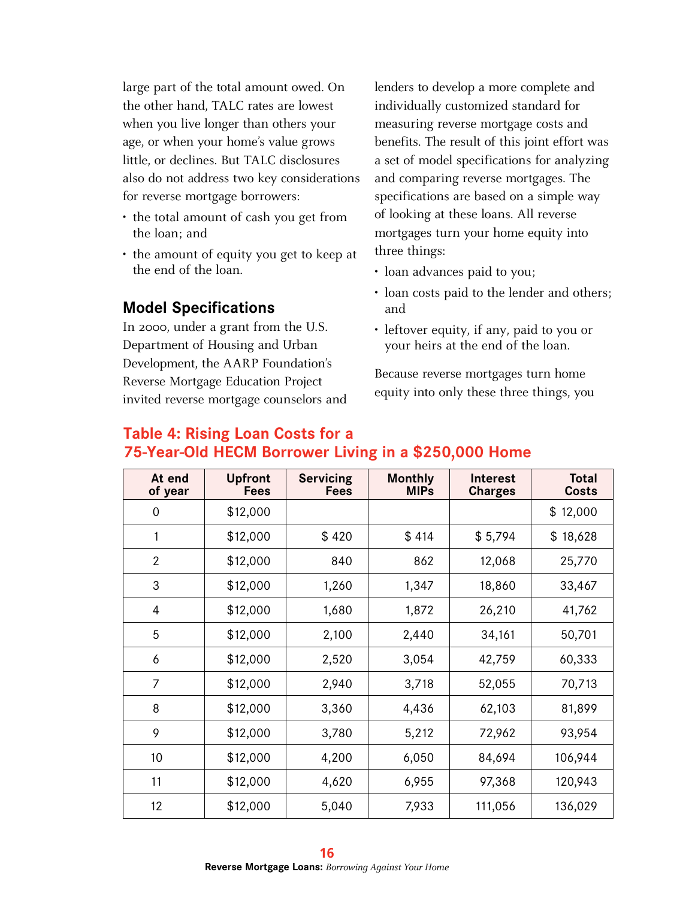large part of the total amount owed. On the other hand, TALC rates are lowest when you live longer than others your age, or when your home's value grows little, or declines. But TALC disclosures also do not address two key considerations for reverse mortgage borrowers:

- the total amount of cash you get from the loan; and
- the amount of equity you get to keep at the end of the loan.

## Model Specifications

In 2000, under a grant from the U.S. Department of Housing and Urban Development, the AARP Foundation's Reverse Mortgage Education Project invited reverse mortgage counselors and lenders to develop a more complete and individually customized standard for measuring reverse mortgage costs and benefits. The result of this joint effort was a set of model specifications for analyzing and comparing reverse mortgages. The specifications are based on a simple way of looking at these loans. All reverse mortgages turn your home equity into three things:

- loan advances paid to you;
- loan costs paid to the lender and others; and
- leftover equity, if any, paid to you or your heirs at the end of the loan.

Because reverse mortgages turn home equity into only these three things, you

### Table 4: Rising Loan Costs for a 75-Year-Old HECM Borrower Living in a $250,000 Home

| At end of year | Upfront Fees | Servicing Fees | Monthly MIPs | Interest Charges | Total Costs |
|---|---|---|---|---|---|
| 0 | $12,000 | | | | $ 12,000 |
| 1 | $12,000 | $ 420 | $ 414 | $ 5,794 | $ 18,628 |
| 2 | $12,000 | 840 | 862 | 12,068 | 25,770 |
| 3 | $12,000 | 1,260 | 1,347 | 18,860 | 33,467 |
| 4 | $12,000 | 1,680 | 1,872 | 26,210 | 41,762 |
| 5 | $12,000 | 2,100 | 2,440 | 34,161 | 50,701 |
| 6 | $12,000 | 2,520 | 3,054 | 42,759 | 60,333 |
| 7 | $12,000 | 2,940 | 3,718 | 52,055 | 70,713 |
| 8 | $12,000 | 3,360 | 4,436 | 62,103 | 81,899 |
| 9 | $12,000 | 3,780 | 5,212 | 72,962 | 93,954 |
| 10 | $12,000 | 4,200 | 6,050 | 84,694 | 106,944 |
| 11 | $12,000 | 4,620 | 6,955 | 97,368 | 120,943 |
| 12 | $12,000 | 5,040 | 7,933 | 111,056 | 136,029 |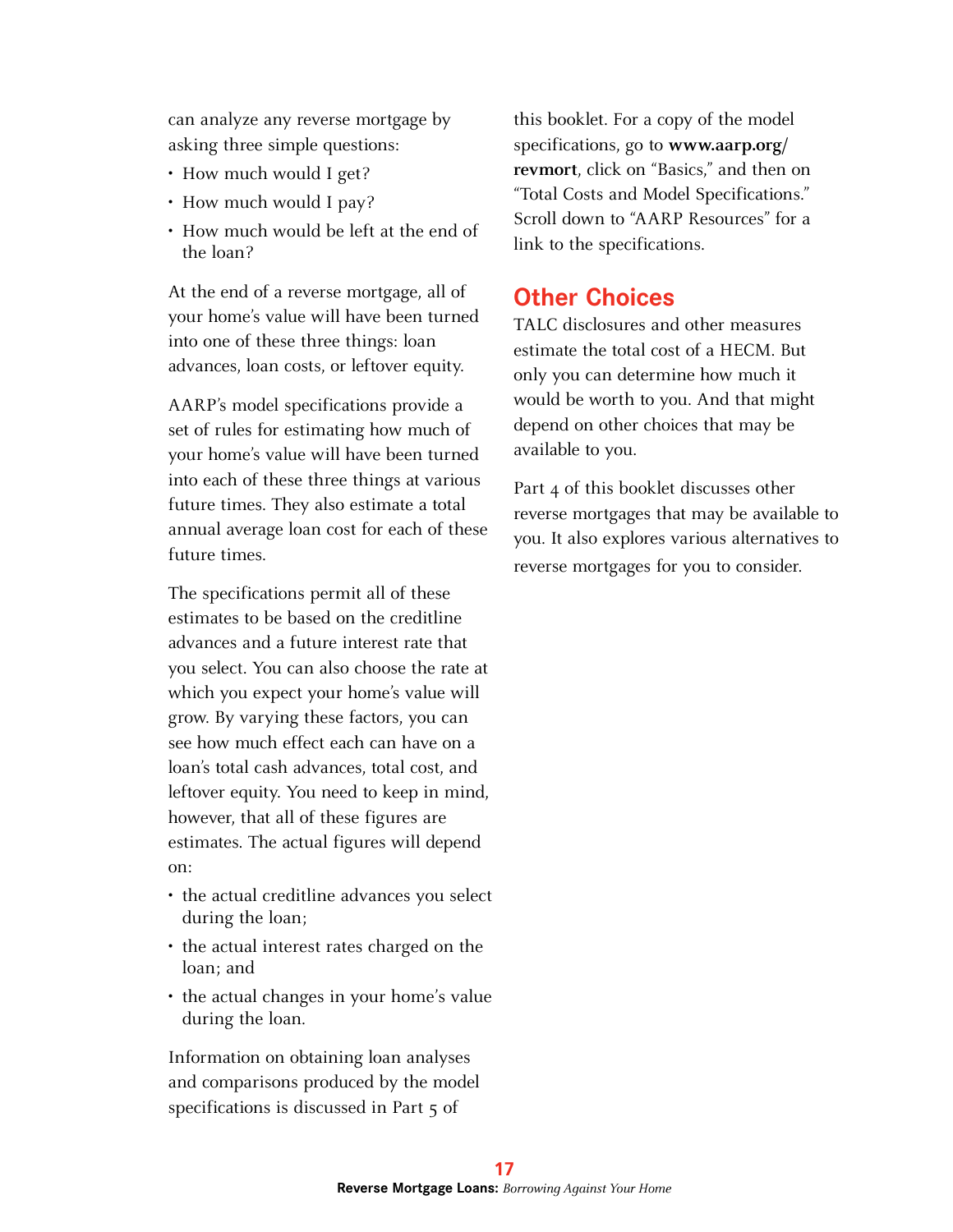can analyze any reverse mortgage by asking three simple questions:

- How much would I get?
- How much would I pay?
- How much would be left at the end of the loan?

At the end of a reverse mortgage, all of your home's value will have been turned into one of these three things: loan advances, loan costs, or leftover equity.

AARP's model specifications provide a set of rules for estimating how much of your home's value will have been turned into each of these three things at various future times. They also estimate a total annual average loan cost for each of these future times.

The specifications permit all of these estimates to be based on the creditline advances and a future interest rate that you select. You can also choose the rate at which you expect your home's value will grow. By varying these factors, you can see how much effect each can have on a loan's total cash advances, total cost, and leftover equity. You need to keep in mind, however, that all of these figures are estimates. The actual figures will depend on:

- the actual creditline advances you select during the loan;
- the actual interest rates charged on the loan; and
- the actual changes in your home's value during the loan.

Information on obtaining loan analyses and comparisons produced by the model specifications is discussed in Part 5 of this booklet. For a copy of the model specifications, go to **www.aarp.org/revmort**, click on "Basics," and then on "Total Costs and Model Specifications." Scroll down to "AARP Resources" for a link to the specifications.

## Other Choices

TALC disclosures and other measures estimate the total cost of a HECM. But only you can determine how much it would be worth to you. And that might depend on other choices that may be available to you.

Part 4 of this booklet discusses other reverse mortgages that may be available to you. It also explores various alternatives to reverse mortgages for you to consider.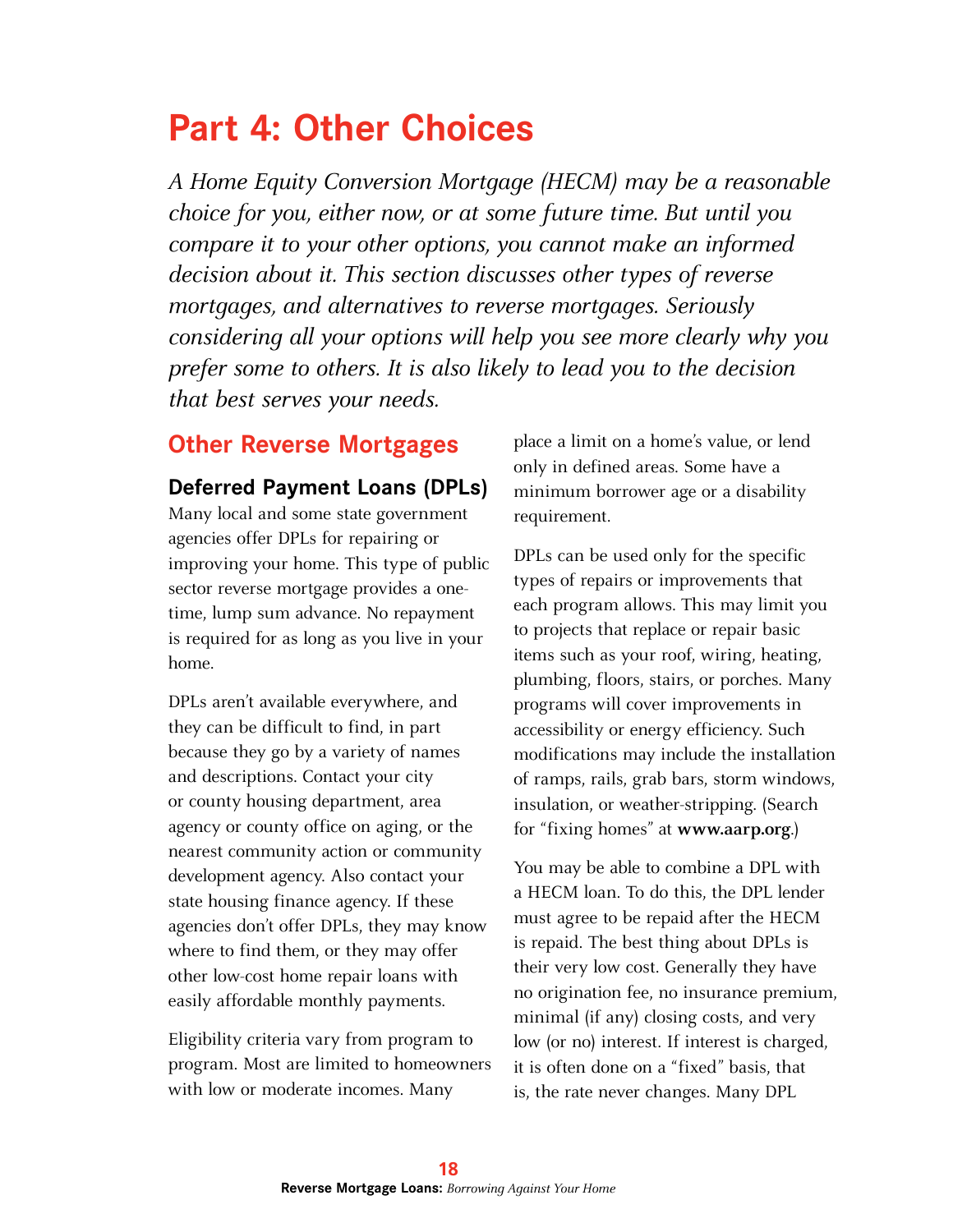# Part 4: Other Choices

*A Home Equity Conversion Mortgage (HECM) may be a reasonable choice for you, either now, or at some future time. But until you compare it to your other options, you cannot make an informed decision about it. This section discusses other types of reverse mortgages, and alternatives to reverse mortgages. Seriously considering all your options will help you see more clearly why you prefer some to others. It is also likely to lead you to the decision that best serves your needs.*

## Other Reverse Mortgages

### Deferred Payment Loans (DPLs)

Many local and some state government agencies offer DPLs for repairing or improving your home. This type of public sector reverse mortgage provides a one-time, lump sum advance. No repayment is required for as long as you live in your home.

DPLs aren't available everywhere, and they can be difficult to find, in part because they go by a variety of names and descriptions. Contact your city or county housing department, area agency or county office on aging, or the nearest community action or community development agency. Also contact your state housing finance agency. If these agencies don't offer DPLs, they may know where to find them, or they may offer other low-cost home repair loans with easily affordable monthly payments.

Eligibility criteria vary from program to program. Most are limited to homeowners with low or moderate incomes. Many place a limit on a home's value, or lend only in defined areas. Some have a minimum borrower age or a disability requirement.

DPLs can be used only for the specific types of repairs or improvements that each program allows. This may limit you to projects that replace or repair basic items such as your roof, wiring, heating, plumbing, floors, stairs, or porches. Many programs will cover improvements in accessibility or energy efficiency. Such modifications may include the installation of ramps, rails, grab bars, storm windows, insulation, or weather-stripping. (Search for "fixing homes" at **www.aarp.org**.)

You may be able to combine a DPL with a HECM loan. To do this, the DPL lender must agree to be repaid after the HECM is repaid. The best thing about DPLs is their very low cost. Generally they have no origination fee, no insurance premium, minimal (if any) closing costs, and very low (or no) interest. If interest is charged, it is often done on a "fixed" basis, that is, the rate never changes. Many DPL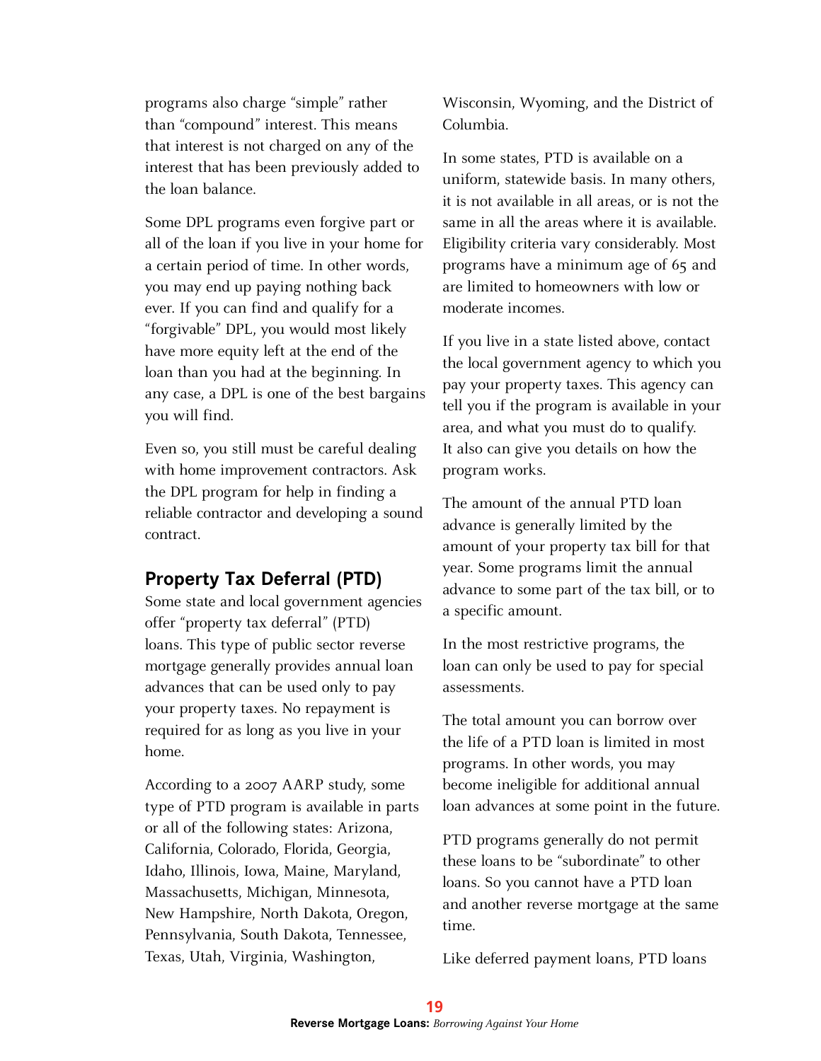programs also charge "simple" rather than "compound" interest. This means that interest is not charged on any of the interest that has been previously added to the loan balance.

Some DPL programs even forgive part or all of the loan if you live in your home for a certain period of time. In other words, you may end up paying nothing back ever. If you can find and qualify for a "forgivable" DPL, you would most likely have more equity left at the end of the loan than you had at the beginning. In any case, a DPL is one of the best bargains you will find.

Even so, you still must be careful dealing with home improvement contractors. Ask the DPL program for help in finding a reliable contractor and developing a sound contract.

## Property Tax Deferral (PTD)

Some state and local government agencies offer "property tax deferral" (PTD) loans. This type of public sector reverse mortgage generally provides annual loan advances that can be used only to pay your property taxes. No repayment is required for as long as you live in your home.

According to a 2007 AARP study, some type of PTD program is available in parts or all of the following states: Arizona, California, Colorado, Florida, Georgia, Idaho, Illinois, Iowa, Maine, Maryland, Massachusetts, Michigan, Minnesota, New Hampshire, North Dakota, Oregon, Pennsylvania, South Dakota, Tennessee, Texas, Utah, Virginia, Washington, Wisconsin, Wyoming, and the District of Columbia.

In some states, PTD is available on a uniform, statewide basis. In many others, it is not available in all areas, or is not the same in all the areas where it is available. Eligibility criteria vary considerably. Most programs have a minimum age of 65 and are limited to homeowners with low or moderate incomes.

If you live in a state listed above, contact the local government agency to which you pay your property taxes. This agency can tell you if the program is available in your area, and what you must do to qualify. It also can give you details on how the program works.

The amount of the annual PTD loan advance is generally limited by the amount of your property tax bill for that year. Some programs limit the annual advance to some part of the tax bill, or to a specific amount.

In the most restrictive programs, the loan can only be used to pay for special assessments.

The total amount you can borrow over the life of a PTD loan is limited in most programs. In other words, you may become ineligible for additional annual loan advances at some point in the future.

PTD programs generally do not permit these loans to be "subordinate" to other loans. So you cannot have a PTD loan and another reverse mortgage at the same time.

Like deferred payment loans, PTD loans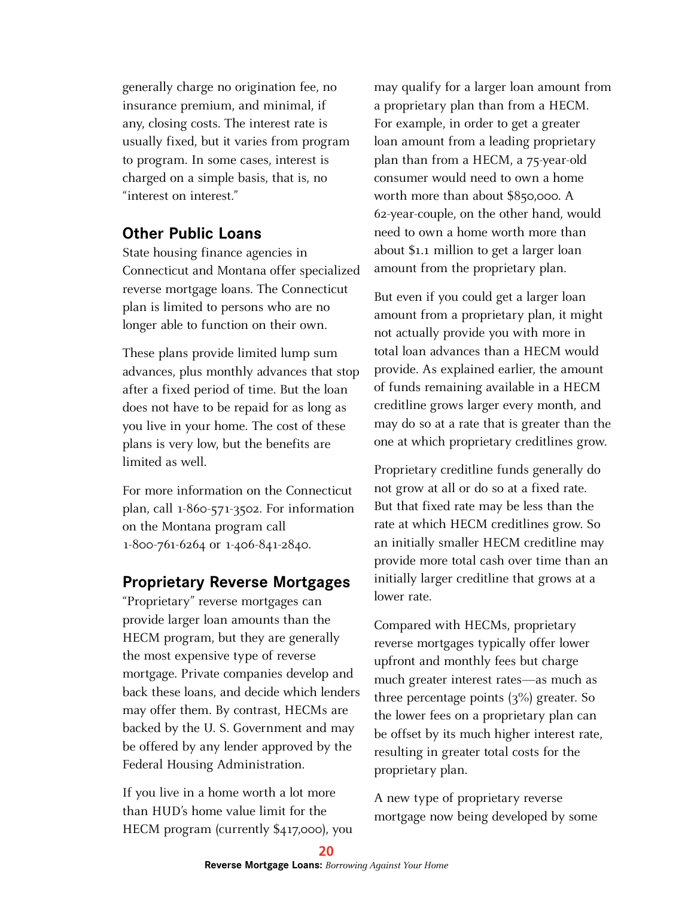generally charge no origination fee, no insurance premium, and minimal, if any, closing costs. The interest rate is usually fixed, but it varies from program to program. In some cases, interest is charged on a simple basis, that is, no "interest on interest."

## Other Public Loans

State housing finance agencies in Connecticut and Montana offer specialized reverse mortgage loans. The Connecticut plan is limited to persons who are no longer able to function on their own.

These plans provide limited lump sum advances, plus monthly advances that stop after a fixed period of time. But the loan does not have to be repaid for as long as you live in your home. The cost of these plans is very low, but the benefits are limited as well.

For more information on the Connecticut plan, call 1-860-571-3502. For information on the Montana program call 1-800-761-6264 or 1-406-841-2840.

## Proprietary Reverse Mortgages

"Proprietary" reverse mortgages can provide larger loan amounts than the HECM program, but they are generally the most expensive type of reverse mortgage. Private companies develop and back these loans, and decide which lenders may offer them. By contrast, HECMs are backed by the U. S. Government and may be offered by any lender approved by the Federal Housing Administration.

If you live in a home worth a lot more than HUD's home value limit for the HECM program (currently $417,000), you may qualify for a larger loan amount from a proprietary plan than from a HECM. For example, in order to get a greater loan amount from a leading proprietary plan than from a HECM, a 75-year-old consumer would need to own a home worth more than about $850,000. A 62-year-couple, on the other hand, would need to own a home worth more than about $1.1 million to get a larger loan amount from the proprietary plan.

But even if you could get a larger loan amount from a proprietary plan, it might not actually provide you with more in total loan advances than a HECM would provide. As explained earlier, the amount of funds remaining available in a HECM creditline grows larger every month, and may do so at a rate that is greater than the one at which proprietary creditlines grow.

Proprietary creditline funds generally do not grow at all or do so at a fixed rate. But that fixed rate may be less than the rate at which HECM creditlines grow. So an initially smaller HECM creditline may provide more total cash over time than an initially larger creditline that grows at a lower rate.

Compared with HECMs, proprietary reverse mortgages typically offer lower upfront and monthly fees but charge much greater interest rates—as much as three percentage points (3%) greater. So the lower fees on a proprietary plan can be offset by its much higher interest rate, resulting in greater total costs for the proprietary plan.

A new type of proprietary reverse mortgage now being developed by some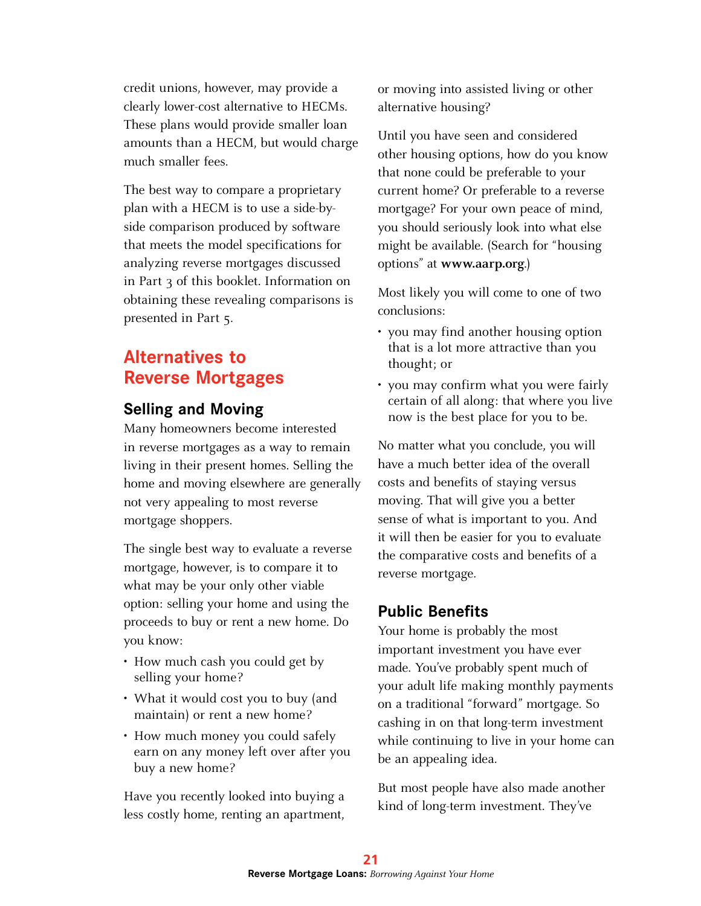credit unions, however, may provide a clearly lower-cost alternative to HECMs. These plans would provide smaller loan amounts than a HECM, but would charge much smaller fees.

The best way to compare a proprietary plan with a HECM is to use a side-by-side comparison produced by software that meets the model specifications for analyzing reverse mortgages discussed in Part 3 of this booklet. Information on obtaining these revealing comparisons is presented in Part 5.

## Alternatives to Reverse Mortgages

### Selling and Moving

Many homeowners become interested in reverse mortgages as a way to remain living in their present homes. Selling the home and moving elsewhere are generally not very appealing to most reverse mortgage shoppers.

The single best way to evaluate a reverse mortgage, however, is to compare it to what may be your only other viable option: selling your home and using the proceeds to buy or rent a new home. Do you know:

- How much cash you could get by selling your home?
- What it would cost you to buy (and maintain) or rent a new home?
- How much money you could safely earn on any money left over after you buy a new home?

Have you recently looked into buying a less costly home, renting an apartment, or moving into assisted living or other alternative housing?

Until you have seen and considered other housing options, how do you know that none could be preferable to your current home? Or preferable to a reverse mortgage? For your own peace of mind, you should seriously look into what else might be available. (Search for "housing options" at **www.aarp.org**.)

Most likely you will come to one of two conclusions:

- you may find another housing option that is a lot more attractive than you thought; or
- you may confirm what you were fairly certain of all along: that where you live now is the best place for you to be.

No matter what you conclude, you will have a much better idea of the overall costs and benefits of staying versus moving. That will give you a better sense of what is important to you. And it will then be easier for you to evaluate the comparative costs and benefits of a reverse mortgage.

### Public Benefits

Your home is probably the most important investment you have ever made. You've probably spent much of your adult life making monthly payments on a traditional "forward" mortgage. So cashing in on that long-term investment while continuing to live in your home can be an appealing idea.

But most people have also made another kind of long-term investment. They've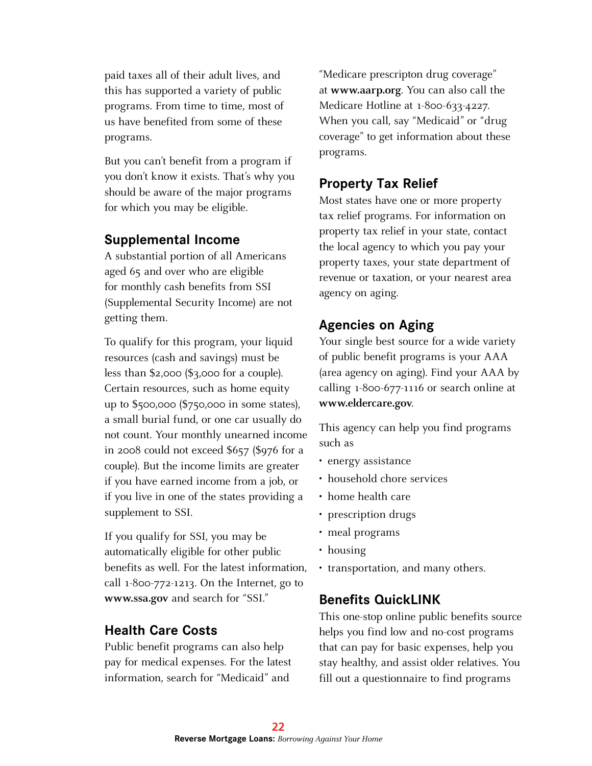paid taxes all of their adult lives, and this has supported a variety of public programs. From time to time, most of us have benefited from some of these programs.

But you can't benefit from a program if you don't know it exists. That's why you should be aware of the major programs for which you may be eligible.

## Supplemental Income

A substantial portion of all Americans aged 65 and over who are eligible for monthly cash benefits from SSI (Supplemental Security Income) are not getting them.

To qualify for this program, your liquid resources (cash and savings) must be less than $2,000 ($3,000 for a couple). Certain resources, such as home equity up to $500,000 ($750,000 in some states), a small burial fund, or one car usually do not count. Your monthly unearned income in 2008 could not exceed $657 ($976 for a couple). But the income limits are greater if you have earned income from a job, or if you live in one of the states providing a supplement to SSI.

If you qualify for SSI, you may be automatically eligible for other public benefits as well. For the latest information, call 1-800-772-1213. On the Internet, go to **www.ssa.gov** and search for "SSI."

## Health Care Costs

Public benefit programs can also help pay for medical expenses. For the latest information, search for "Medicaid" and "Medicare prescripton drug coverage" at **www.aarp.org**. You can also call the Medicare Hotline at 1-800-633-4227. When you call, say "Medicaid" or "drug coverage" to get information about these programs.

## Property Tax Relief

Most states have one or more property tax relief programs. For information on property tax relief in your state, contact the local agency to which you pay your property taxes, your state department of revenue or taxation, or your nearest area agency on aging.

## Agencies on Aging

Your single best source for a wide variety of public benefit programs is your AAA (area agency on aging). Find your AAA by calling 1-800-677-1116 or search online at **www.eldercare.gov**.

This agency can help you find programs such as

- energy assistance
- household chore services
- home health care
- prescription drugs
- meal programs
- housing
- transportation, and many others.

## Benefits QuickLINK

This one-stop online public benefits source helps you find low and no-cost programs that can pay for basic expenses, help you stay healthy, and assist older relatives. You fill out a questionnaire to find programs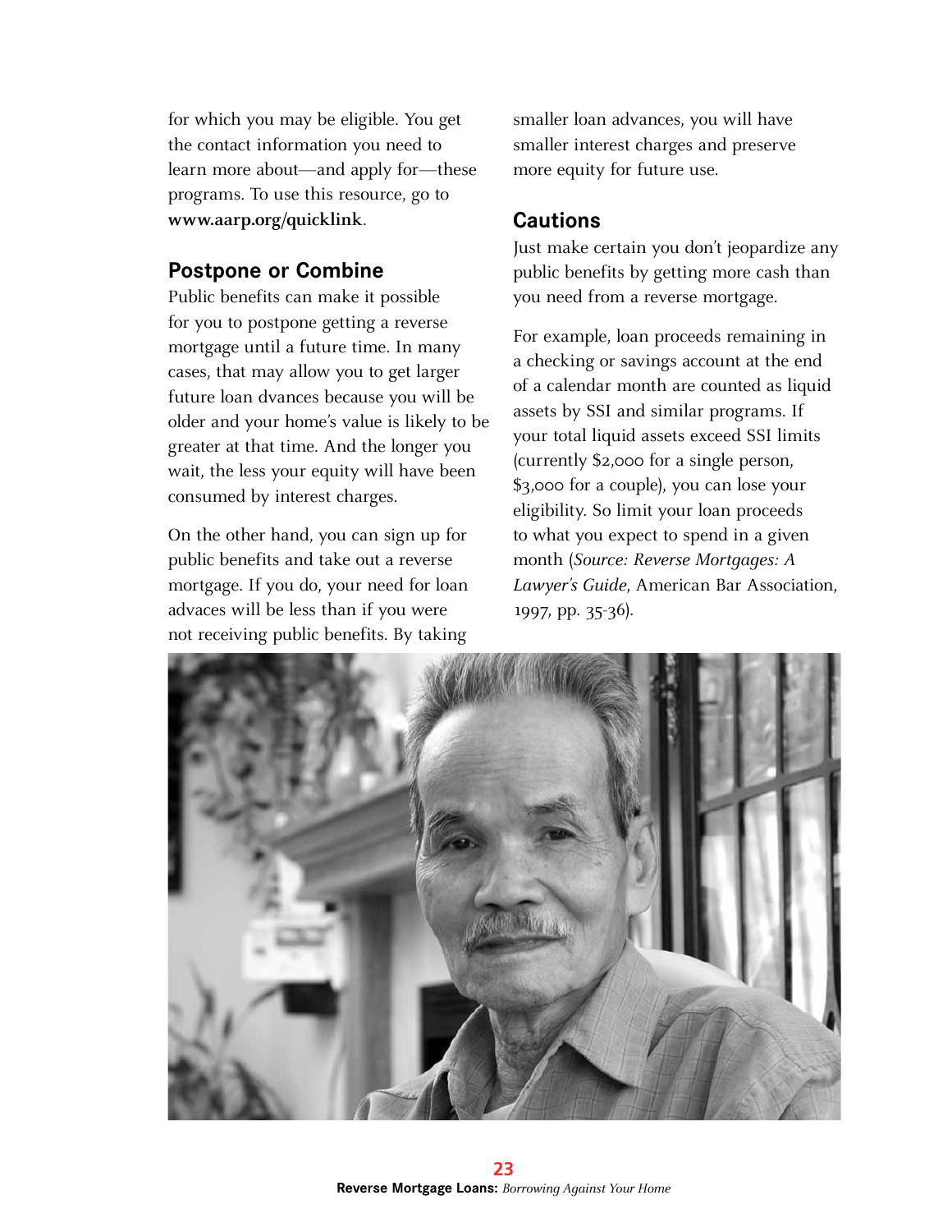for which you may be eligible. You get the contact information you need to learn more about—and apply for—these programs. To use this resource, go to **www.aarp.org/quicklink**.

## Postpone or Combine

Public benefits can make it possible for you to postpone getting a reverse mortgage until a future time. In many cases, that may allow you to get larger future loan dvances because you will be older and your home's value is likely to be greater at that time. And the longer you wait, the less your equity will have been consumed by interest charges.

On the other hand, you can sign up for public benefits and take out a reverse mortgage. If you do, your need for loan advaces will be less than if you were not receiving public benefits. By taking smaller loan advances, you will have smaller interest charges and preserve more equity for future use.

## Cautions

Just make certain you don't jeopardize any public benefits by getting more cash than you need from a reverse mortgage.

For example, loan proceeds remaining in a checking or savings account at the end of a calendar month are counted as liquid assets by SSI and similar programs. If your total liquid assets exceed SSI limits (currently $2,000 for a single person, $3,000 for a couple), you can lose your eligibility. So limit your loan proceeds to what you expect to spend in a given month (*Source: Reverse Mortgages: A Lawyer's Guide*, American Bar Association, 1997, pp. 35-36).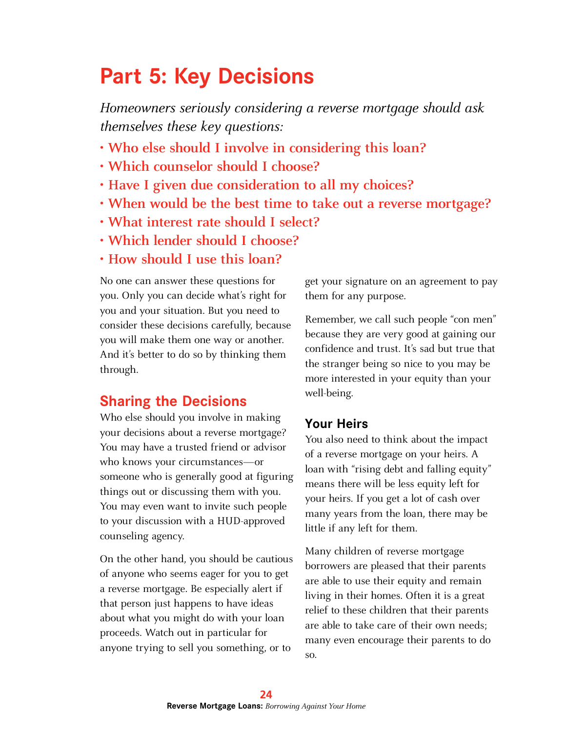# Part 5: Key Decisions

*Homeowners seriously considering a reverse mortgage should ask themselves these key questions:*

- **Who else should I involve in considering this loan?**
- **Which counselor should I choose?**
- **Have I given due consideration to all my choices?**
- **When would be the best time to take out a reverse mortgage?**
- **What interest rate should I select?**
- **Which lender should I choose?**
- **How should I use this loan?**

No one can answer these questions for you. Only you can decide what's right for you and your situation. But you need to consider these decisions carefully, because you will make them one way or another. And it's better to do so by thinking them through.

## Sharing the Decisions

Who else should you involve in making your decisions about a reverse mortgage? You may have a trusted friend or advisor who knows your circumstances—or someone who is generally good at figuring things out or discussing them with you. You may even want to invite such people to your discussion with a HUD-approved counseling agency.

On the other hand, you should be cautious of anyone who seems eager for you to get a reverse mortgage. Be especially alert if that person just happens to have ideas about what you might do with your loan proceeds. Watch out in particular for anyone trying to sell you something, or to get your signature on an agreement to pay them for any purpose.

Remember, we call such people "con men" because they are very good at gaining our confidence and trust. It's sad but true that the stranger being so nice to you may be more interested in your equity than your well-being.

### Your Heirs

You also need to think about the impact of a reverse mortgage on your heirs. A loan with "rising debt and falling equity" means there will be less equity left for your heirs. If you get a lot of cash over many years from the loan, there may be little if any left for them.

Many children of reverse mortgage borrowers are pleased that their parents are able to use their equity and remain living in their homes. Often it is a great relief to these children that their parents are able to take care of their own needs; many even encourage their parents to do so.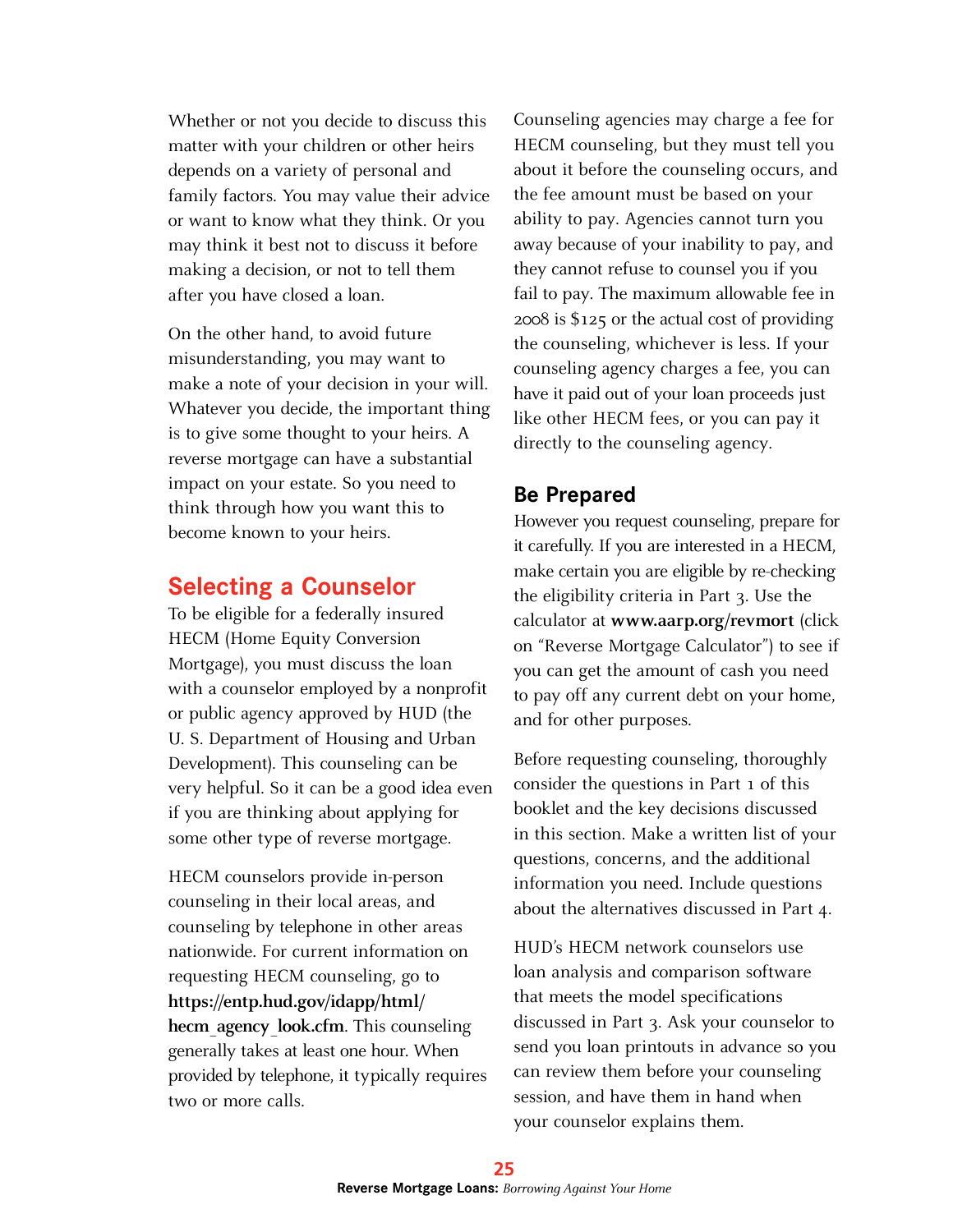Whether or not you decide to discuss this matter with your children or other heirs depends on a variety of personal and family factors. You may value their advice or want to know what they think. Or you may think it best not to discuss it before making a decision, or not to tell them after you have closed a loan.

On the other hand, to avoid future misunderstanding, you may want to make a note of your decision in your will. Whatever you decide, the important thing is to give some thought to your heirs. A reverse mortgage can have a substantial impact on your estate. So you need to think through how you want this to become known to your heirs.

## Selecting a Counselor

To be eligible for a federally insured HECM (Home Equity Conversion Mortgage), you must discuss the loan with a counselor employed by a nonprofit or public agency approved by HUD (the U. S. Department of Housing and Urban Development). This counseling can be very helpful. So it can be a good idea even if you are thinking about applying for some other type of reverse mortgage.

HECM counselors provide in-person counseling in their local areas, and counseling by telephone in other areas nationwide. For current information on requesting HECM counseling, go to **https://entp.hud.gov/idapp/html/hecm_agency_look.cfm**. This counseling generally takes at least one hour. When provided by telephone, it typically requires two or more calls.

Counseling agencies may charge a fee for HECM counseling, but they must tell you about it before the counseling occurs, and the fee amount must be based on your ability to pay. Agencies cannot turn you away because of your inability to pay, and they cannot refuse to counsel you if you fail to pay. The maximum allowable fee in 2008 is $125 or the actual cost of providing the counseling, whichever is less. If your counseling agency charges a fee, you can have it paid out of your loan proceeds just like other HECM fees, or you can pay it directly to the counseling agency.

### Be Prepared

However you request counseling, prepare for it carefully. If you are interested in a HECM, make certain you are eligible by re-checking the eligibility criteria in Part 3. Use the calculator at **www.aarp.org/revmort** (click on "Reverse Mortgage Calculator") to see if you can get the amount of cash you need to pay off any current debt on your home, and for other purposes.

Before requesting counseling, thoroughly consider the questions in Part 1 of this booklet and the key decisions discussed in this section. Make a written list of your questions, concerns, and the additional information you need. Include questions about the alternatives discussed in Part 4.

HUD's HECM network counselors use loan analysis and comparison software that meets the model specifications discussed in Part 3. Ask your counselor to send you loan printouts in advance so you can review them before your counseling session, and have them in hand when your counselor explains them.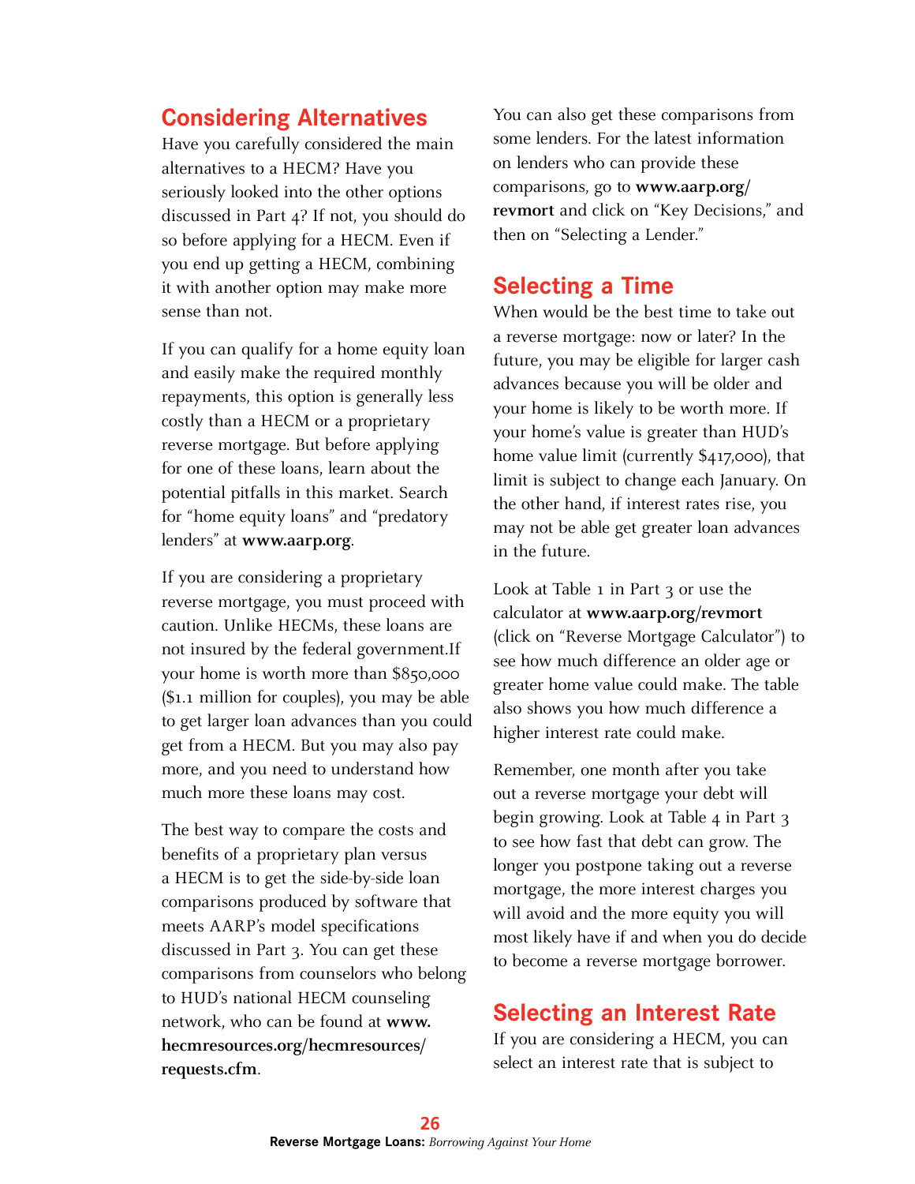## Considering Alternatives

Have you carefully considered the main alternatives to a HECM? Have you seriously looked into the other options discussed in Part 4? If not, you should do so before applying for a HECM. Even if you end up getting a HECM, combining it with another option may make more sense than not.

If you can qualify for a home equity loan and easily make the required monthly repayments, this option is generally less costly than a HECM or a proprietary reverse mortgage. But before applying for one of these loans, learn about the potential pitfalls in this market. Search for "home equity loans" and "predatory lenders" at **www.aarp.org**.

If you are considering a proprietary reverse mortgage, you must proceed with caution. Unlike HECMs, these loans are not insured by the federal government.If your home is worth more than $850,000 ($1.1 million for couples), you may be able to get larger loan advances than you could get from a HECM. But you may also pay more, and you need to understand how much more these loans may cost.

The best way to compare the costs and benefits of a proprietary plan versus a HECM is to get the side-by-side loan comparisons produced by software that meets AARP's model specifications discussed in Part 3. You can get these comparisons from counselors who belong to HUD's national HECM counseling network, who can be found at **www.hecmresources.org/hecmresources/requests.cfm**.

You can also get these comparisons from some lenders. For the latest information on lenders who can provide these comparisons, go to **www.aarp.org/revmort** and click on "Key Decisions," and then on "Selecting a Lender."

## Selecting a Time

When would be the best time to take out a reverse mortgage: now or later? In the future, you may be eligible for larger cash advances because you will be older and your home is likely to be worth more. If your home's value is greater than HUD's home value limit (currently $417,000), that limit is subject to change each January. On the other hand, if interest rates rise, you may not be able get greater loan advances in the future.

Look at Table 1 in Part 3 or use the calculator at **www.aarp.org/revmort** (click on "Reverse Mortgage Calculator") to see how much difference an older age or greater home value could make. The table also shows you how much difference a higher interest rate could make.

Remember, one month after you take out a reverse mortgage your debt will begin growing. Look at Table 4 in Part 3 to see how fast that debt can grow. The longer you postpone taking out a reverse mortgage, the more interest charges you will avoid and the more equity you will most likely have if and when you do decide to become a reverse mortgage borrower.

## Selecting an Interest Rate

If you are considering a HECM, you can select an interest rate that is subject to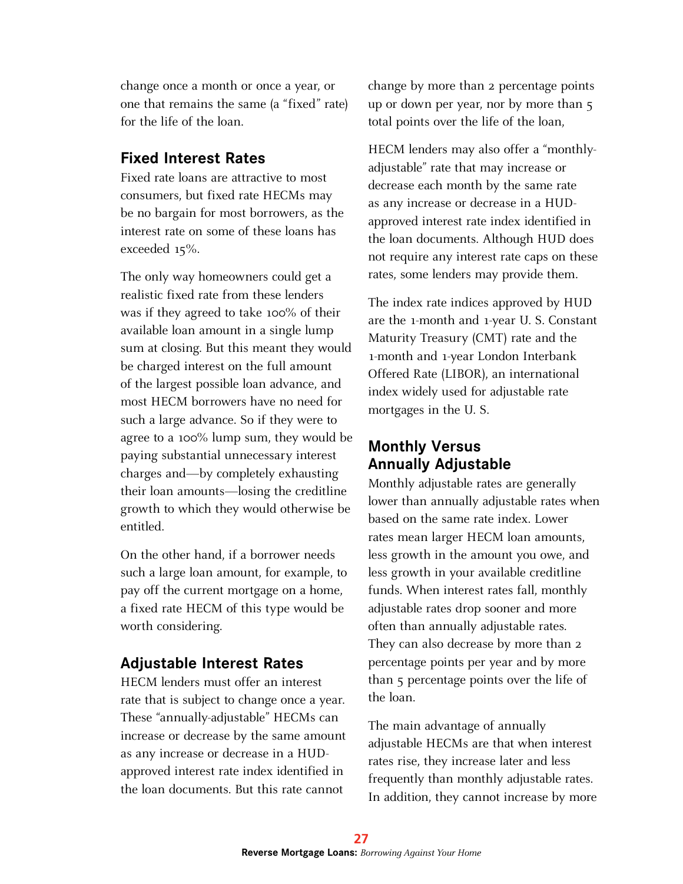change once a month or once a year, or one that remains the same (a "fixed" rate) for the life of the loan.

### Fixed Interest Rates

Fixed rate loans are attractive to most consumers, but fixed rate HECMs may be no bargain for most borrowers, as the interest rate on some of these loans has exceeded 15%.

The only way homeowners could get a realistic fixed rate from these lenders was if they agreed to take 100% of their available loan amount in a single lump sum at closing. But this meant they would be charged interest on the full amount of the largest possible loan advance, and most HECM borrowers have no need for such a large advance. So if they were to agree to a 100% lump sum, they would be paying substantial unnecessary interest charges and—by completely exhausting their loan amounts—losing the creditline growth to which they would otherwise be entitled.

On the other hand, if a borrower needs such a large loan amount, for example, to pay off the current mortgage on a home, a fixed rate HECM of this type would be worth considering.

### Adjustable Interest Rates

HECM lenders must offer an interest rate that is subject to change once a year. These "annually-adjustable" HECMs can increase or decrease by the same amount as any increase or decrease in a HUD-approved interest rate index identified in the loan documents. But this rate cannot change by more than 2 percentage points up or down per year, nor by more than 5 total points over the life of the loan,

HECM lenders may also offer a "monthly-adjustable" rate that may increase or decrease each month by the same rate as any increase or decrease in a HUD-approved interest rate index identified in the loan documents. Although HUD does not require any interest rate caps on these rates, some lenders may provide them.

The index rate indices approved by HUD are the 1-month and 1-year U. S. Constant Maturity Treasury (CMT) rate and the 1-month and 1-year London Interbank Offered Rate (LIBOR), an international index widely used for adjustable rate mortgages in the U. S.

### Monthly Versus Annually Adjustable

Monthly adjustable rates are generally lower than annually adjustable rates when based on the same rate index. Lower rates mean larger HECM loan amounts, less growth in the amount you owe, and less growth in your available creditline funds. When interest rates fall, monthly adjustable rates drop sooner and more often than annually adjustable rates. They can also decrease by more than 2 percentage points per year and by more than 5 percentage points over the life of the loan.

The main advantage of annually adjustable HECMs are that when interest rates rise, they increase later and less frequently than monthly adjustable rates. In addition, they cannot increase by more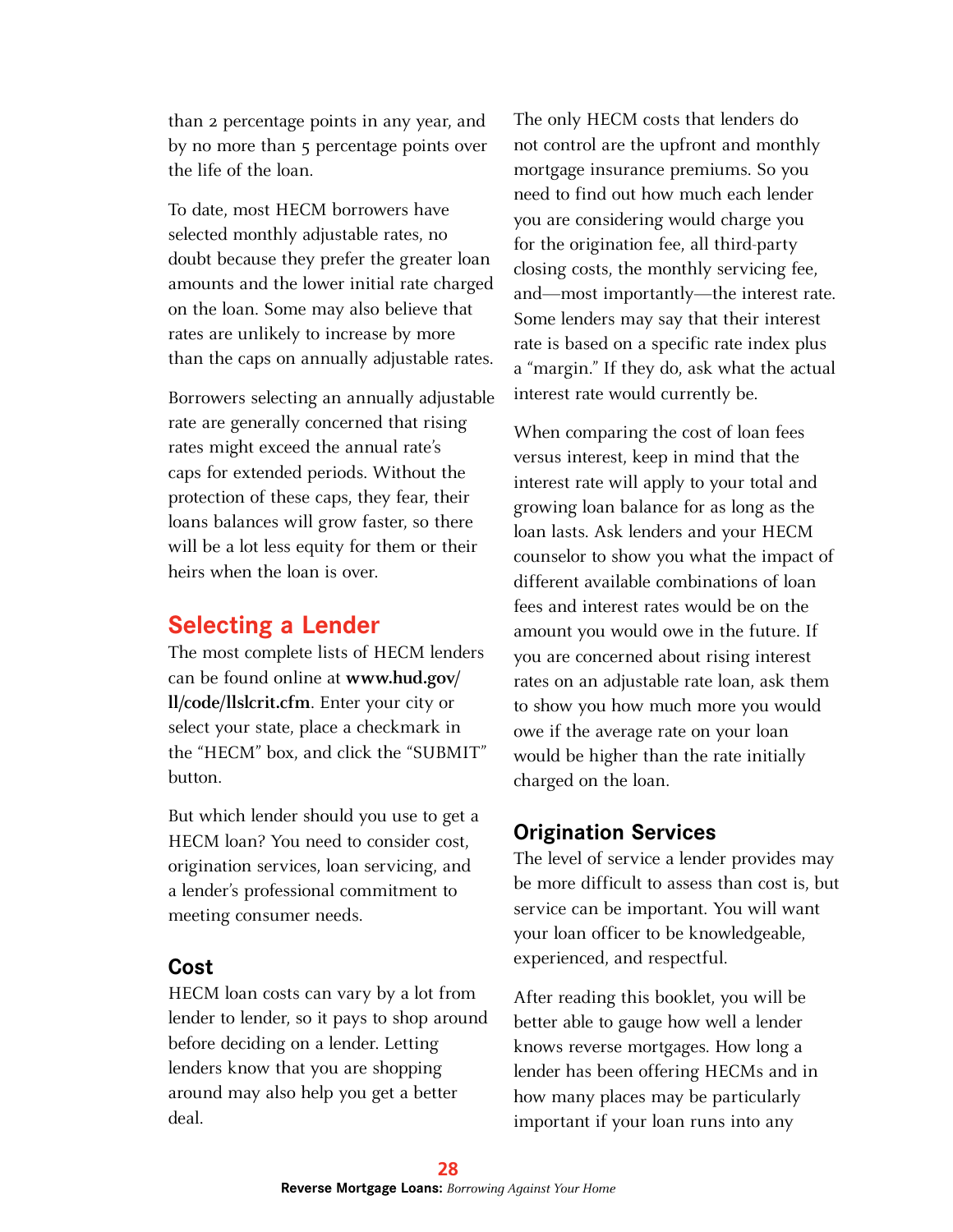than 2 percentage points in any year, and by no more than 5 percentage points over the life of the loan.

To date, most HECM borrowers have selected monthly adjustable rates, no doubt because they prefer the greater loan amounts and the lower initial rate charged on the loan. Some may also believe that rates are unlikely to increase by more than the caps on annually adjustable rates.

Borrowers selecting an annually adjustable rate are generally concerned that rising rates might exceed the annual rate's caps for extended periods. Without the protection of these caps, they fear, their loans balances will grow faster, so there will be a lot less equity for them or their heirs when the loan is over.

## Selecting a Lender

The most complete lists of HECM lenders can be found online at **www.hud.gov/ll/code/llslcrit.cfm**. Enter your city or select your state, place a checkmark in the "HECM" box, and click the "SUBMIT" button.

But which lender should you use to get a HECM loan? You need to consider cost, origination services, loan servicing, and a lender's professional commitment to meeting consumer needs.

### Cost

HECM loan costs can vary by a lot from lender to lender, so it pays to shop around before deciding on a lender. Letting lenders know that you are shopping around may also help you get a better deal.

The only HECM costs that lenders do not control are the upfront and monthly mortgage insurance premiums. So you need to find out how much each lender you are considering would charge you for the origination fee, all third-party closing costs, the monthly servicing fee, and—most importantly—the interest rate. Some lenders may say that their interest rate is based on a specific rate index plus a "margin." If they do, ask what the actual interest rate would currently be.

When comparing the cost of loan fees versus interest, keep in mind that the interest rate will apply to your total and growing loan balance for as long as the loan lasts. Ask lenders and your HECM counselor to show you what the impact of different available combinations of loan fees and interest rates would be on the amount you would owe in the future. If you are concerned about rising interest rates on an adjustable rate loan, ask them to show you how much more you would owe if the average rate on your loan would be higher than the rate initially charged on the loan.

### Origination Services

The level of service a lender provides may be more difficult to assess than cost is, but service can be important. You will want your loan officer to be knowledgeable, experienced, and respectful.

After reading this booklet, you will be better able to gauge how well a lender knows reverse mortgages. How long a lender has been offering HECMs and in how many places may be particularly important if your loan runs into any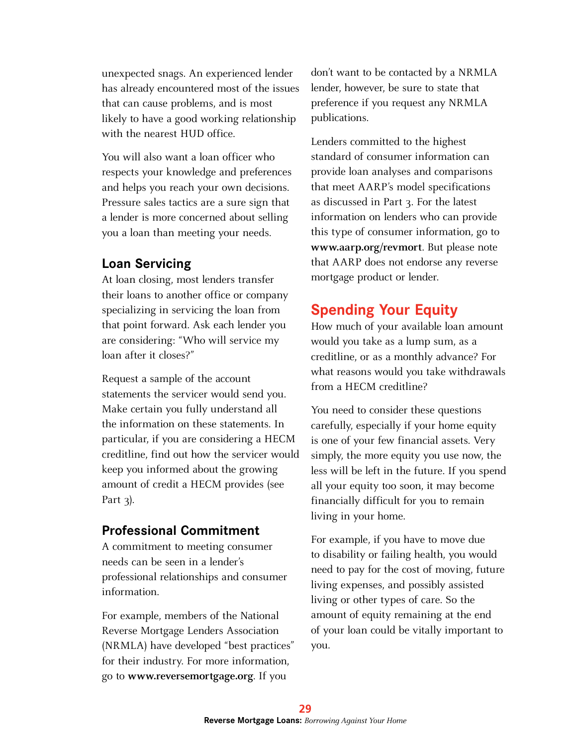unexpected snags. An experienced lender has already encountered most of the issues that can cause problems, and is most likely to have a good working relationship with the nearest HUD office.

You will also want a loan officer who respects your knowledge and preferences and helps you reach your own decisions. Pressure sales tactics are a sure sign that a lender is more concerned about selling you a loan than meeting your needs.

### Loan Servicing

At loan closing, most lenders transfer their loans to another office or company specializing in servicing the loan from that point forward. Ask each lender you are considering: "Who will service my loan after it closes?"

Request a sample of the account statements the servicer would send you. Make certain you fully understand all the information on these statements. In particular, if you are considering a HECM creditline, find out how the servicer would keep you informed about the growing amount of credit a HECM provides (see Part 3).

### Professional Commitment

A commitment to meeting consumer needs can be seen in a lender's professional relationships and consumer information.

For example, members of the National Reverse Mortgage Lenders Association (NRMLA) have developed "best practices" for their industry. For more information, go to **www.reversemortgage.org**. If you don't want to be contacted by a NRMLA lender, however, be sure to state that preference if you request any NRMLA publications.

Lenders committed to the highest standard of consumer information can provide loan analyses and comparisons that meet AARP's model specifications as discussed in Part 3. For the latest information on lenders who can provide this type of consumer information, go to **www.aarp.org/revmort**. But please note that AARP does not endorse any reverse mortgage product or lender.

## Spending Your Equity

How much of your available loan amount would you take as a lump sum, as a creditline, or as a monthly advance? For what reasons would you take withdrawals from a HECM creditline?

You need to consider these questions carefully, especially if your home equity is one of your few financial assets. Very simply, the more equity you use now, the less will be left in the future. If you spend all your equity too soon, it may become financially difficult for you to remain living in your home.

For example, if you have to move due to disability or failing health, you would need to pay for the cost of moving, future living expenses, and possibly assisted living or other types of care. So the amount of equity remaining at the end of your loan could be vitally important to you.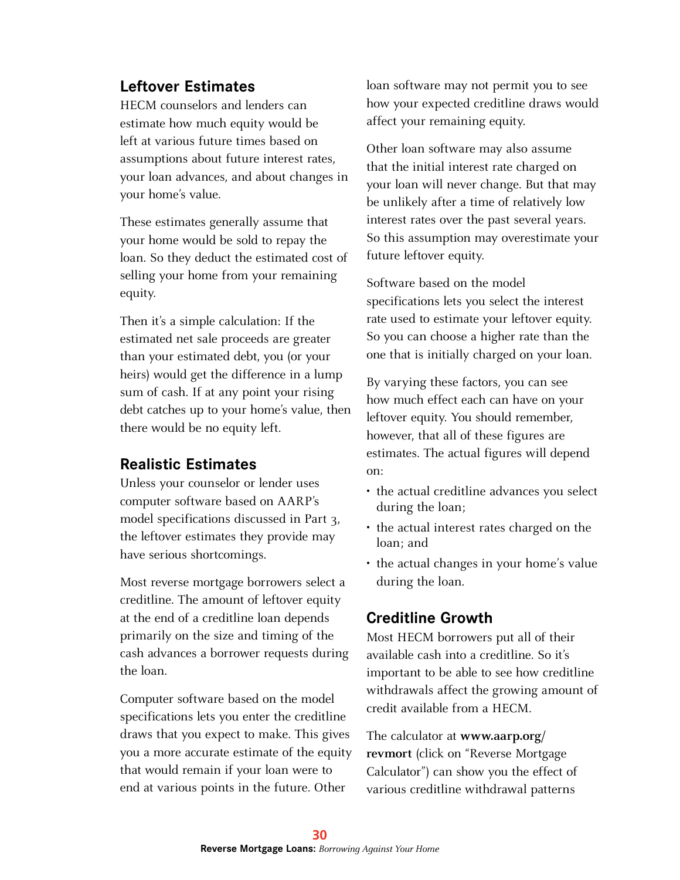## Leftover Estimates

HECM counselors and lenders can estimate how much equity would be left at various future times based on assumptions about future interest rates, your loan advances, and about changes in your home's value.

These estimates generally assume that your home would be sold to repay the loan. So they deduct the estimated cost of selling your home from your remaining equity.

Then it's a simple calculation: If the estimated net sale proceeds are greater than your estimated debt, you (or your heirs) would get the difference in a lump sum of cash. If at any point your rising debt catches up to your home's value, then there would be no equity left.

## Realistic Estimates

Unless your counselor or lender uses computer software based on AARP's model specifications discussed in Part 3, the leftover estimates they provide may have serious shortcomings.

Most reverse mortgage borrowers select a creditline. The amount of leftover equity at the end of a creditline loan depends primarily on the size and timing of the cash advances a borrower requests during the loan.

Computer software based on the model specifications lets you enter the creditline draws that you expect to make. This gives you a more accurate estimate of the equity that would remain if your loan were to end at various points in the future. Other loan software may not permit you to see how your expected creditline draws would affect your remaining equity.

Other loan software may also assume that the initial interest rate charged on your loan will never change. But that may be unlikely after a time of relatively low interest rates over the past several years. So this assumption may overestimate your future leftover equity.

Software based on the model specifications lets you select the interest rate used to estimate your leftover equity. So you can choose a higher rate than the one that is initially charged on your loan.

By varying these factors, you can see how much effect each can have on your leftover equity. You should remember, however, that all of these figures are estimates. The actual figures will depend on:

- the actual creditline advances you select during the loan;
- the actual interest rates charged on the loan; and
- the actual changes in your home's value during the loan.

## Creditline Growth

Most HECM borrowers put all of their available cash into a creditline. So it's important to be able to see how creditline withdrawals affect the growing amount of credit available from a HECM.

The calculator at **www.aarp.org/revmort** (click on "Reverse Mortgage Calculator") can show you the effect of various creditline withdrawal patterns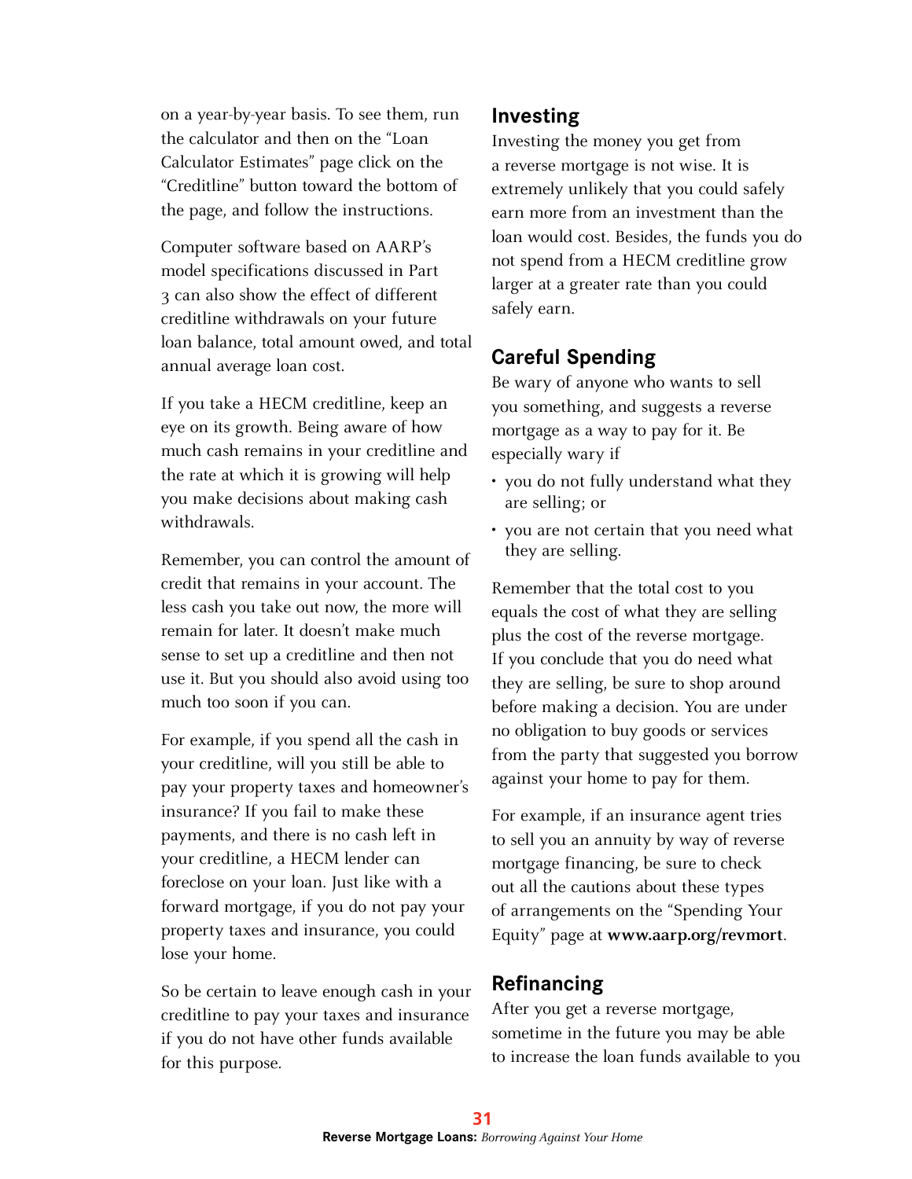on a year-by-year basis. To see them, run the calculator and then on the "Loan Calculator Estimates" page click on the "Creditline" button toward the bottom of the page, and follow the instructions.

Computer software based on AARP's model specifications discussed in Part 3 can also show the effect of different creditline withdrawals on your future loan balance, total amount owed, and total annual average loan cost.

If you take a HECM creditline, keep an eye on its growth. Being aware of how much cash remains in your creditline and the rate at which it is growing will help you make decisions about making cash withdrawals.

Remember, you can control the amount of credit that remains in your account. The less cash you take out now, the more will remain for later. It doesn't make much sense to set up a creditline and then not use it. But you should also avoid using too much too soon if you can.

For example, if you spend all the cash in your creditline, will you still be able to pay your property taxes and homeowner's insurance? If you fail to make these payments, and there is no cash left in your creditline, a HECM lender can foreclose on your loan. Just like with a forward mortgage, if you do not pay your property taxes and insurance, you could lose your home.

So be certain to leave enough cash in your creditline to pay your taxes and insurance if you do not have other funds available for this purpose.

## Investing

Investing the money you get from a reverse mortgage is not wise. It is extremely unlikely that you could safely earn more from an investment than the loan would cost. Besides, the funds you do not spend from a HECM creditline grow larger at a greater rate than you could safely earn.

## Careful Spending

Be wary of anyone who wants to sell you something, and suggests a reverse mortgage as a way to pay for it. Be especially wary if

- you do not fully understand what they are selling; or
- you are not certain that you need what they are selling.

Remember that the total cost to you equals the cost of what they are selling plus the cost of the reverse mortgage. If you conclude that you do need what they are selling, be sure to shop around before making a decision. You are under no obligation to buy goods or services from the party that suggested you borrow against your home to pay for them.

For example, if an insurance agent tries to sell you an annuity by way of reverse mortgage financing, be sure to check out all the cautions about these types of arrangements on the "Spending Your Equity" page at **www.aarp.org/revmort**.

## Refinancing

After you get a reverse mortgage, sometime in the future you may be able to increase the loan funds available to you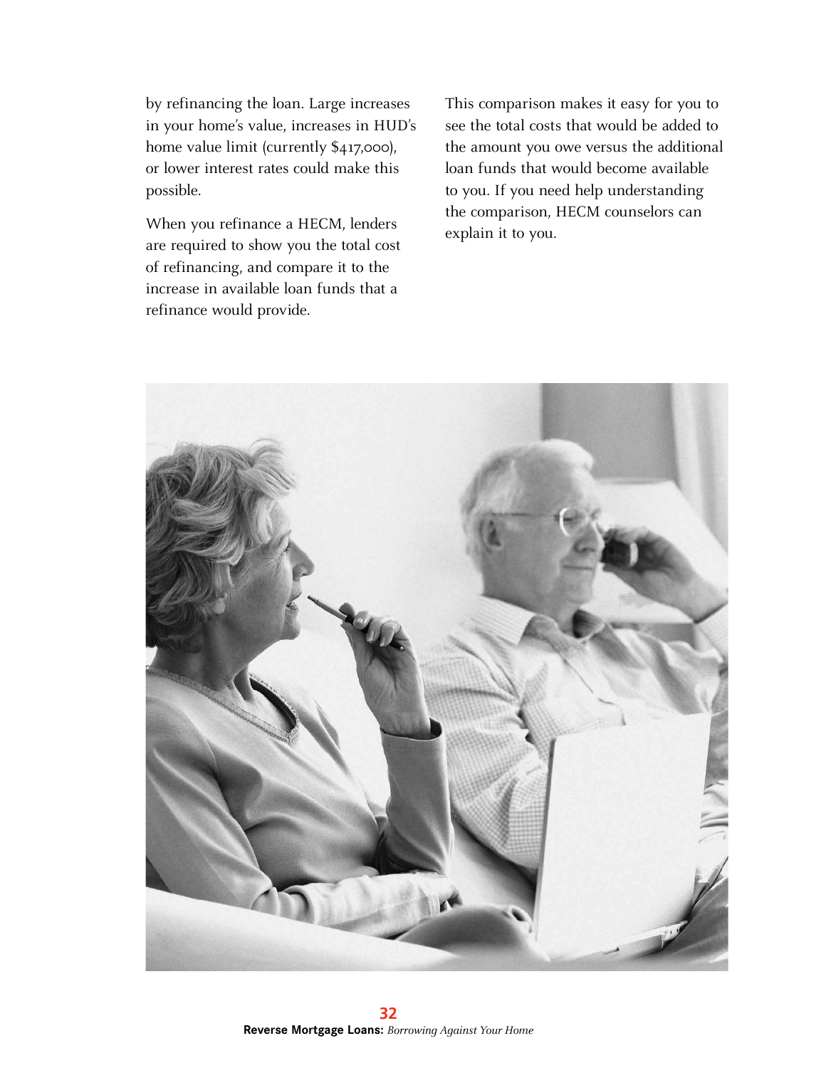by refinancing the loan. Large increases in your home's value, increases in HUD's home value limit (currently $417,000), or lower interest rates could make this possible.

When you refinance a HECM, lenders are required to show you the total cost of refinancing, and compare it to the increase in available loan funds that a refinance would provide.

This comparison makes it easy for you to see the total costs that would be added to the amount you owe versus the additional loan funds that would become available to you. If you need help understanding the comparison, HECM counselors can explain it to you.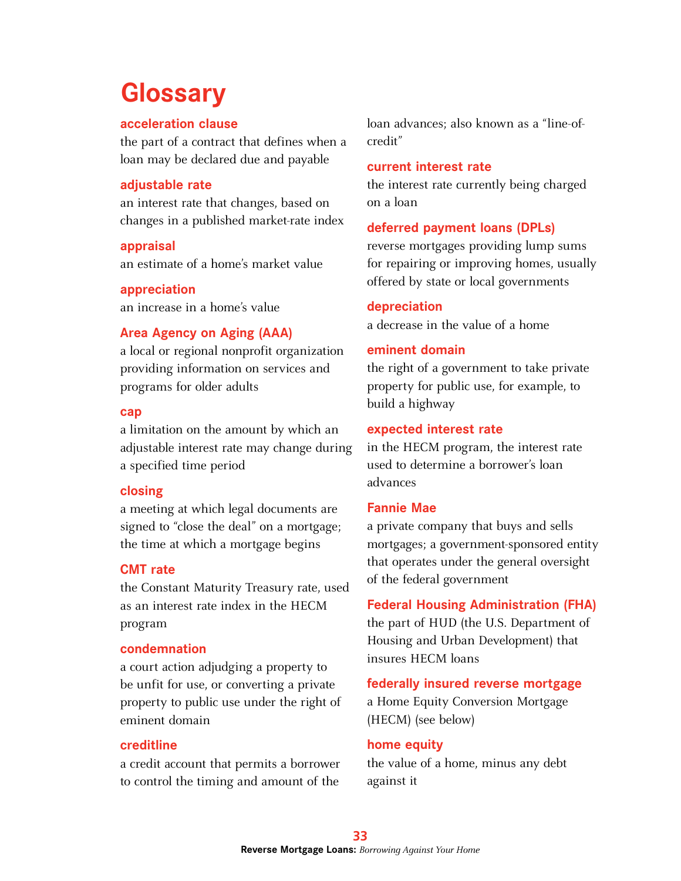# Glossary

**acceleration clause**
the part of a contract that defines when a loan may be declared due and payable

**adjustable rate**
an interest rate that changes, based on changes in a published market-rate index

**appraisal**
an estimate of a home's market value

**appreciation**
an increase in a home's value

**Area Agency on Aging (AAA)**
a local or regional nonprofit organization providing information on services and programs for older adults

**cap**
a limitation on the amount by which an adjustable interest rate may change during a specified time period

**closing**
a meeting at which legal documents are signed to "close the deal" on a mortgage; the time at which a mortgage begins

**CMT rate**
the Constant Maturity Treasury rate, used as an interest rate index in the HECM program

**condemnation**
a court action adjudging a property to be unfit for use, or converting a private property to public use under the right of eminent domain

**creditline**
a credit account that permits a borrower to control the timing and amount of the loan advances; also known as a "line-of-credit"

**current interest rate**
the interest rate currently being charged on a loan

**deferred payment loans (DPLs)**
reverse mortgages providing lump sums for repairing or improving homes, usually offered by state or local governments

**depreciation**
a decrease in the value of a home

**eminent domain**
the right of a government to take private property for public use, for example, to build a highway

**expected interest rate**
in the HECM program, the interest rate used to determine a borrower's loan advances

**Fannie Mae**
a private company that buys and sells mortgages; a government-sponsored entity that operates under the general oversight of the federal government

**Federal Housing Administration (FHA)**
the part of HUD (the U.S. Department of Housing and Urban Development) that insures HECM loans

**federally insured reverse mortgage**
a Home Equity Conversion Mortgage (HECM) (see below)

**home equity**
the value of a home, minus any debt against it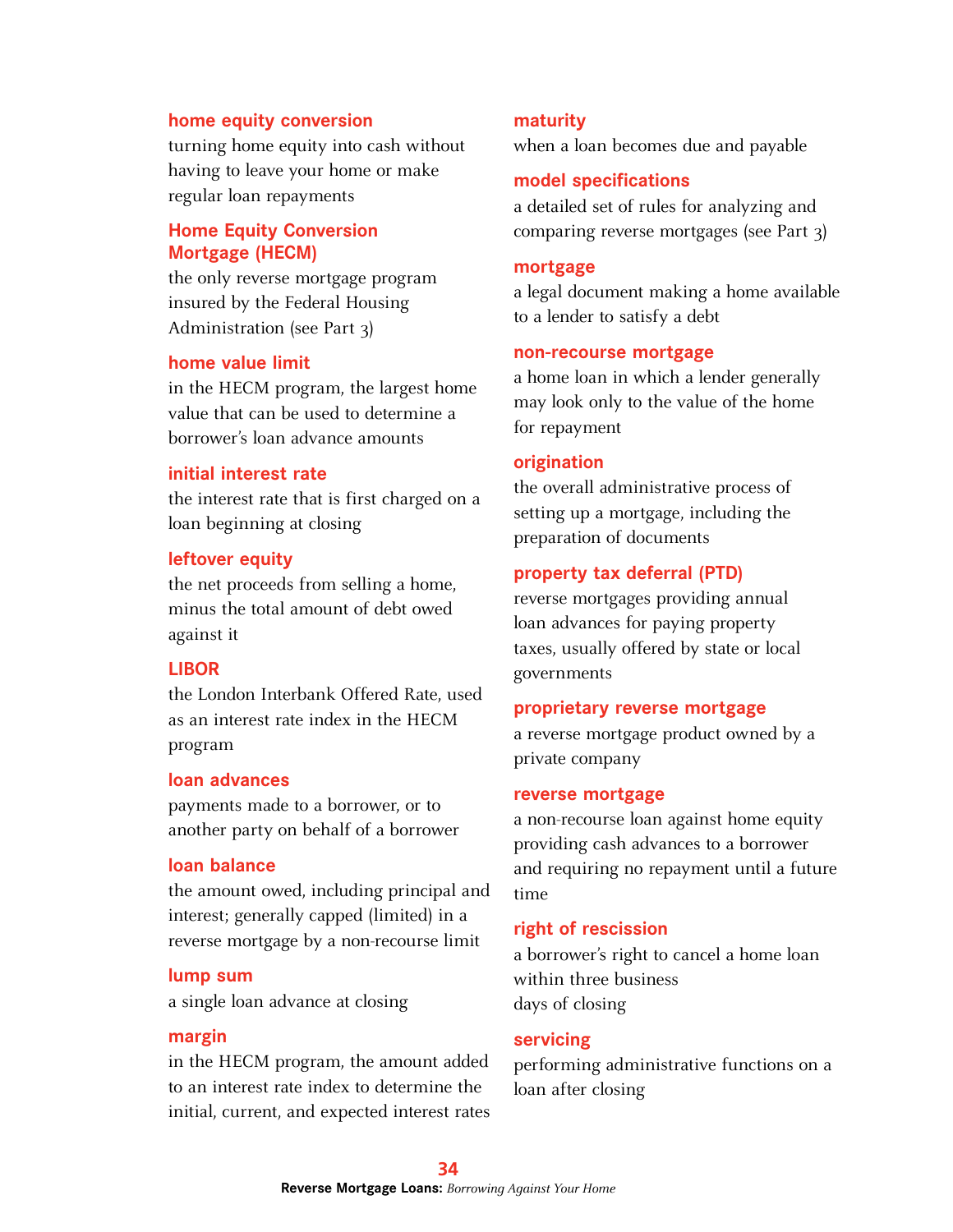**home equity conversion**

turning home equity into cash without having to leave your home or make regular loan repayments

**Home Equity Conversion Mortgage (HECM)**

the only reverse mortgage program insured by the Federal Housing Administration (see Part 3)

**home value limit**

in the HECM program, the largest home value that can be used to determine a borrower's loan advance amounts

**initial interest rate**

the interest rate that is first charged on a loan beginning at closing

**leftover equity**

the net proceeds from selling a home, minus the total amount of debt owed against it

**LIBOR**

the London Interbank Offered Rate, used as an interest rate index in the HECM program

**loan advances**

payments made to a borrower, or to another party on behalf of a borrower

**loan balance**

the amount owed, including principal and interest; generally capped (limited) in a reverse mortgage by a non-recourse limit

**lump sum**

a single loan advance at closing

**margin**

in the HECM program, the amount added to an interest rate index to determine the initial, current, and expected interest rates

**maturity**

when a loan becomes due and payable

**model specifications**

a detailed set of rules for analyzing and comparing reverse mortgages (see Part 3)

**mortgage**

a legal document making a home available to a lender to satisfy a debt

**non-recourse mortgage**

a home loan in which a lender generally may look only to the value of the home for repayment

**origination**

the overall administrative process of setting up a mortgage, including the preparation of documents

**property tax deferral (PTD)**

reverse mortgages providing annual loan advances for paying property taxes, usually offered by state or local governments

**proprietary reverse mortgage**

a reverse mortgage product owned by a private company

**reverse mortgage**

a non-recourse loan against home equity providing cash advances to a borrower and requiring no repayment until a future time

**right of rescission**

a borrower's right to cancel a home loan within three business days of closing

**servicing**

performing administrative functions on a loan after closing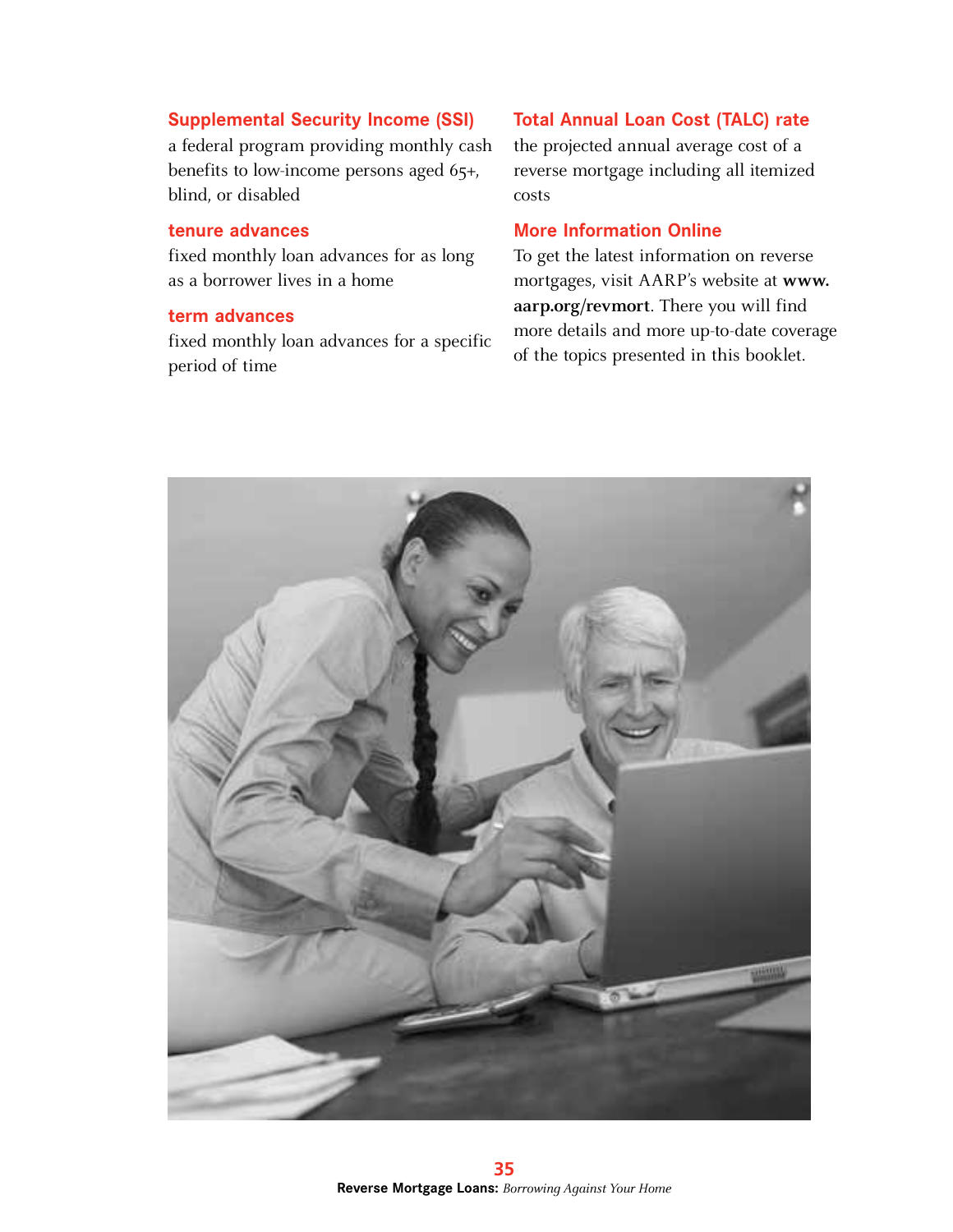**Supplemental Security Income (SSI)**
a federal program providing monthly cash benefits to low-income persons aged 65+, blind, or disabled

**tenure advances**
fixed monthly loan advances for as long as a borrower lives in a home

**term advances**
fixed monthly loan advances for a specific period of time

**Total Annual Loan Cost (TALC) rate**
the projected annual average cost of a reverse mortgage including all itemized costs

**More Information Online**

To get the latest information on reverse mortgages, visit AARP's website at **www.aarp.org/revmort**. There you will find more details and more up-to-date coverage of the topics presented in this booklet.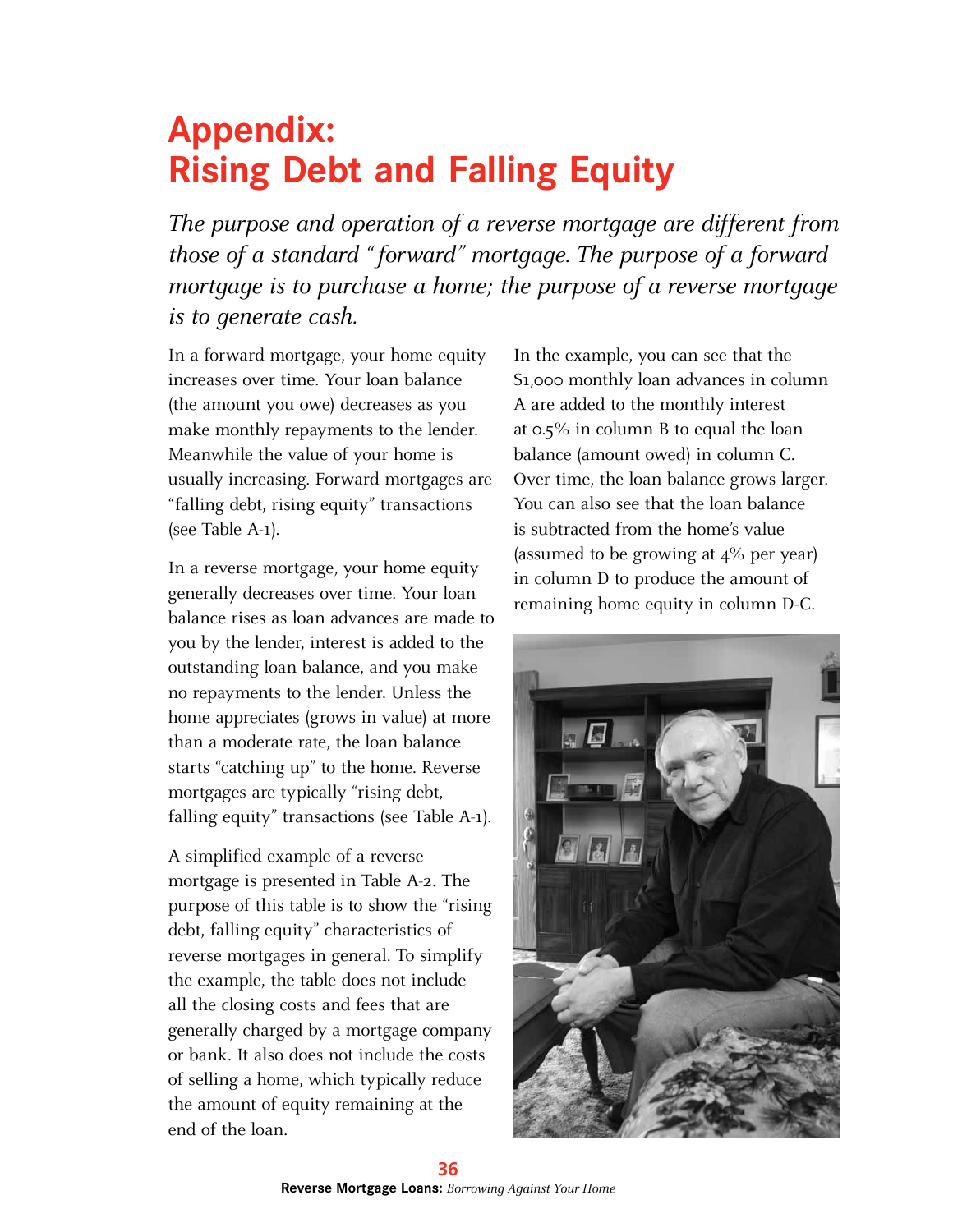# Appendix: Rising Debt and Falling Equity

*The purpose and operation of a reverse mortgage are different from those of a standard "forward" mortgage. The purpose of a forward mortgage is to purchase a home; the purpose of a reverse mortgage is to generate cash.*

In a forward mortgage, your home equity increases over time. Your loan balance (the amount you owe) decreases as you make monthly repayments to the lender. Meanwhile the value of your home is usually increasing. Forward mortgages are "falling debt, rising equity" transactions (see Table A-1).

In a reverse mortgage, your home equity generally decreases over time. Your loan balance rises as loan advances are made to you by the lender, interest is added to the outstanding loan balance, and you make no repayments to the lender. Unless the home appreciates (grows in value) at more than a moderate rate, the loan balance starts "catching up" to the home. Reverse mortgages are typically "rising debt, falling equity" transactions (see Table A-1).

A simplified example of a reverse mortgage is presented in Table A-2. The purpose of this table is to show the "rising debt, falling equity" characteristics of reverse mortgages in general. To simplify the example, the table does not include all the closing costs and fees that are generally charged by a mortgage company or bank. It also does not include the costs of selling a home, which typically reduce the amount of equity remaining at the end of the loan.

In the example, you can see that the $1,000 monthly loan advances in column A are added to the monthly interest at 0.5% in column B to equal the loan balance (amount owed) in column C. Over time, the loan balance grows larger. You can also see that the loan balance is subtracted from the home's value (assumed to be growing at 4% per year) in column D to produce the amount of remaining home equity in column D-C.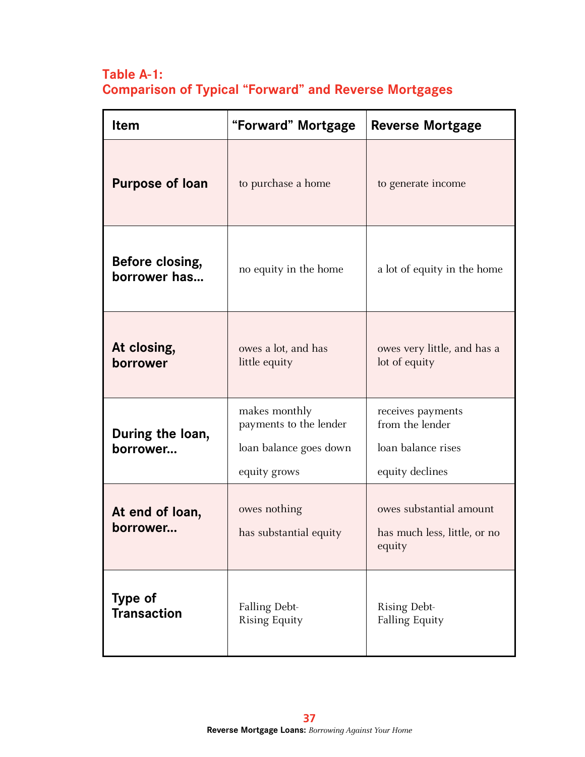## Table A-1: Comparison of Typical "Forward" and Reverse Mortgages

| Item | "Forward" Mortgage | Reverse Mortgage |
|---|---|---|
| **Purpose of loan** | to purchase a home | to generate income |
| **Before closing, borrower has...** | no equity in the home | a lot of equity in the home |
| **At closing, borrower** | owes a lot, and has little equity | owes very little, and has a lot of equity |
| **During the loan, borrower...** | makes monthly payments to the lender<br>loan balance goes down<br>equity grows | receives payments from the lender<br>loan balance rises<br>equity declines |
| **At end of loan, borrower...** | owes nothing<br>has substantial equity | owes substantial amount<br>has much less, little, or no equity |
| **Type of Transaction** | Falling Debt-Rising Equity | Rising Debt-Falling Equity |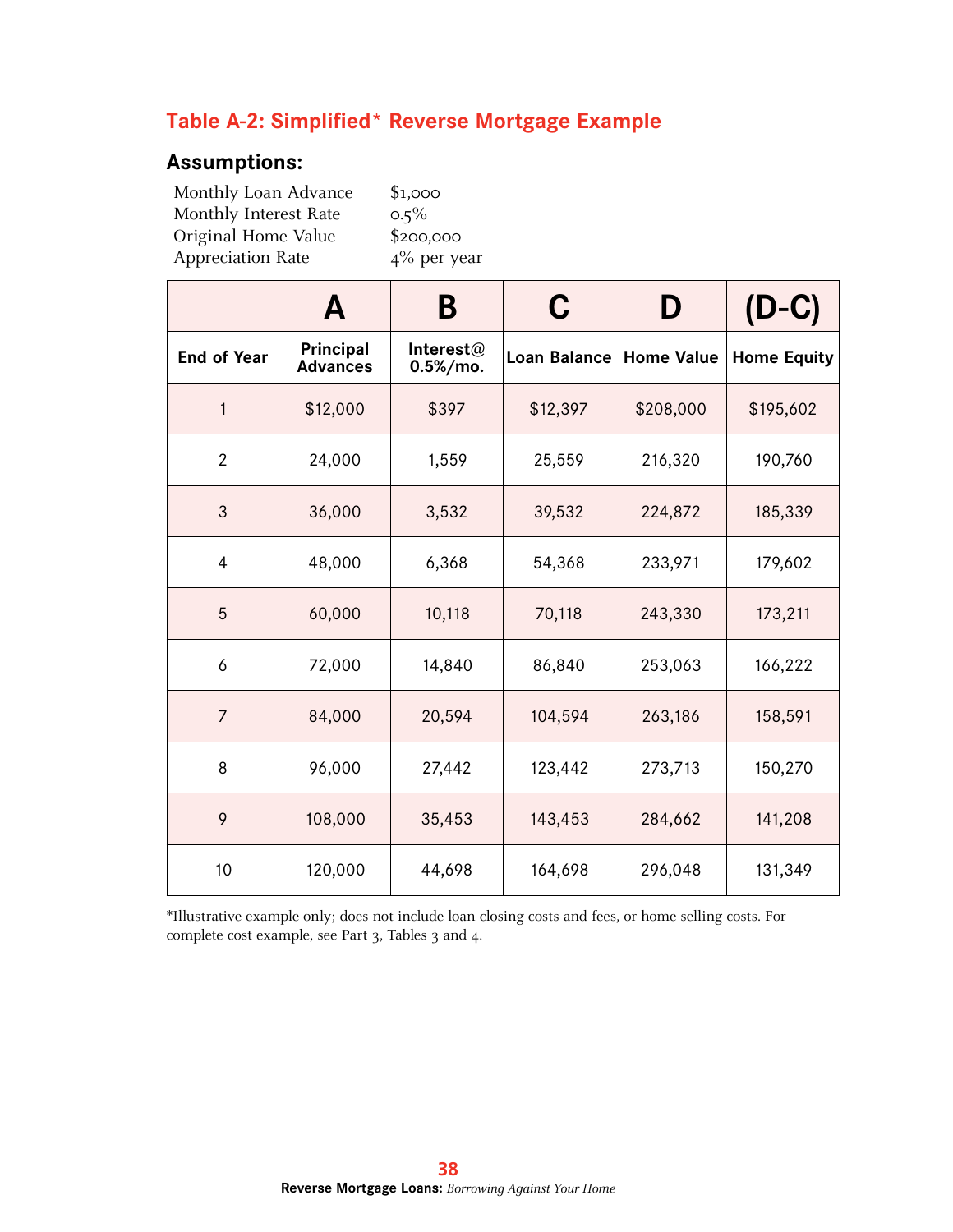## Table A-2: Simplified* Reverse Mortgage Example

### Assumptions:

| | |
|---|---|
| Monthly Loan Advance | $1,000 |
| Monthly Interest Rate | 0.5% |
| Original Home Value | $200,000 |
| Appreciation Rate | 4% per year |

| | A | B | C | D | (D-C) |
|---|---|---|---|---|---|
| End of Year | Principal Advances | Interest@ 0.5%/mo. | Loan Balance | Home Value | Home Equity |
| 1 | $12,000 | $397 | $12,397 | $208,000 | $195,602 |
| 2 | 24,000 | 1,559 | 25,559 | 216,320 | 190,760 |
| 3 | 36,000 | 3,532 | 39,532 | 224,872 | 185,339 |
| 4 | 48,000 | 6,368 | 54,368 | 233,971 | 179,602 |
| 5 | 60,000 | 10,118 | 70,118 | 243,330 | 173,211 |
| 6 | 72,000 | 14,840 | 86,840 | 253,063 | 166,222 |
| 7 | 84,000 | 20,594 | 104,594 | 263,186 | 158,591 |
| 8 | 96,000 | 27,442 | 123,442 | 273,713 | 150,270 |
| 9 | 108,000 | 35,453 | 143,453 | 284,662 | 141,208 |
| 10 | 120,000 | 44,698 | 164,698 | 296,048 | 131,349 |

*Illustrative example only; does not include loan closing costs and fees, or home selling costs. For complete cost example, see Part 3, Tables 3 and 4.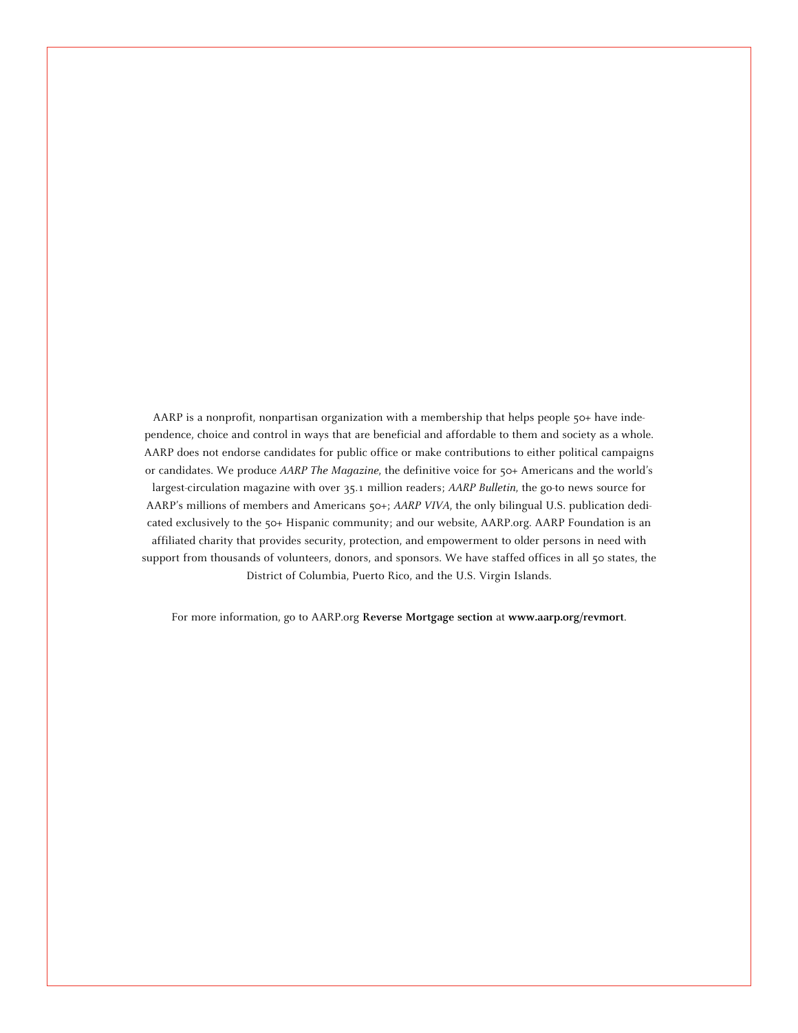AARP is a nonprofit, nonpartisan organization with a membership that helps people 50+ have independence, choice and control in ways that are beneficial and affordable to them and society as a whole. AARP does not endorse candidates for public office or make contributions to either political campaigns or candidates. We produce *AARP The Magazine*, the definitive voice for 50+ Americans and the world's largest-circulation magazine with over 35.1 million readers; *AARP Bulletin*, the go-to news source for AARP's millions of members and Americans 50+; *AARP VIVA*, the only bilingual U.S. publication dedicated exclusively to the 50+ Hispanic community; and our website, AARP.org. AARP Foundation is an affiliated charity that provides security, protection, and empowerment to older persons in need with support from thousands of volunteers, donors, and sponsors. We have staffed offices in all 50 states, the District of Columbia, Puerto Rico, and the U.S. Virgin Islands.

For more information, go to AARP.org **Reverse Mortgage section** at **www.aarp.org/revmort**.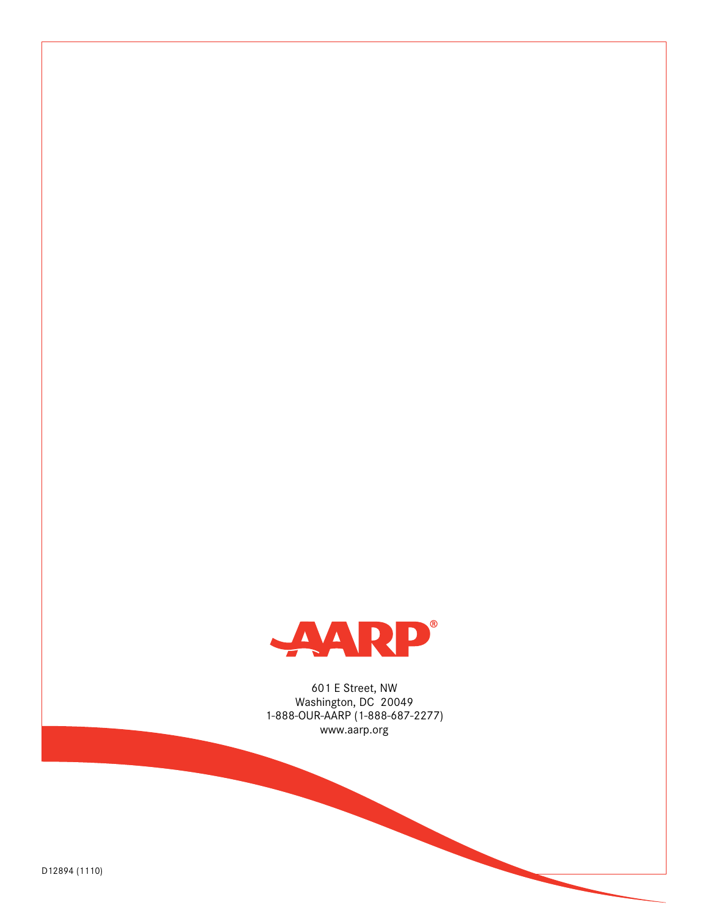AARP®

601 E Street, NW
Washington, DC 20049
1-888-OUR-AARP (1-888-687-2277)
www.aarp.org

D12894 (1110)